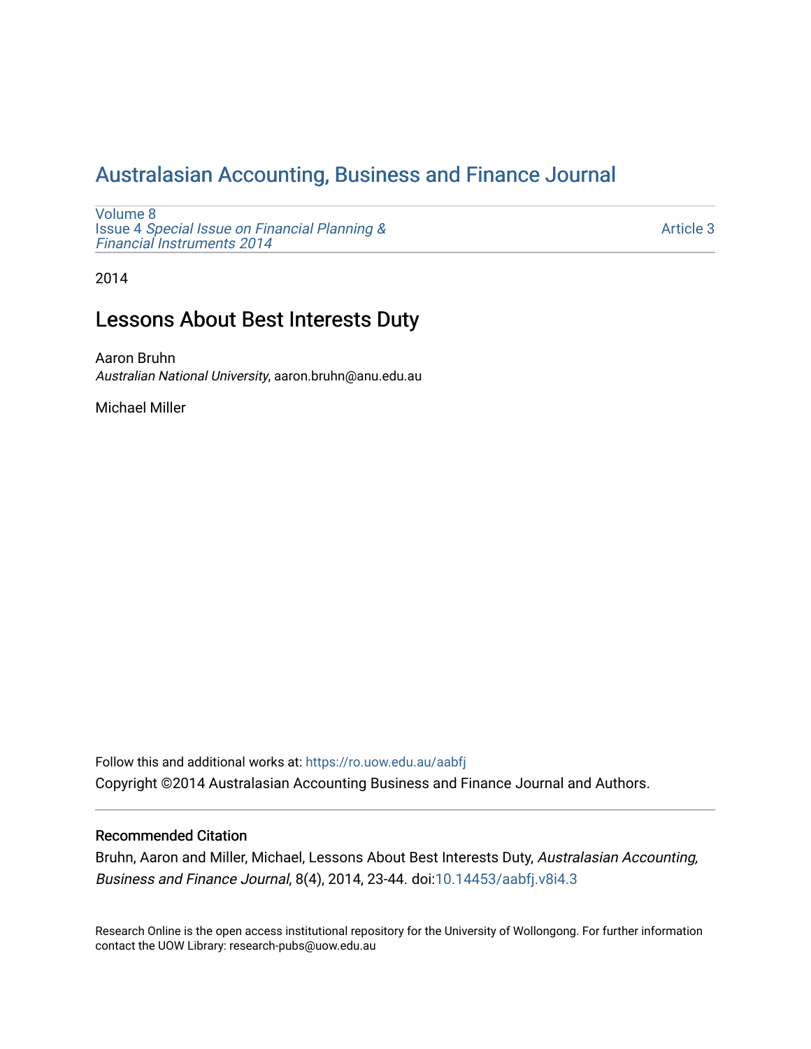# Australasian Accounting, Business and Finance Journal

Volume 8
Issue 4 *Special Issue on Financial Planning & Financial Instruments 2014*

Article 3

2014

## Lessons About Best Interests Duty

Aaron Bruhn
*Australian National University*, aaron.bruhn@anu.edu.au

Michael Miller

Follow this and additional works at: https://ro.uow.edu.au/aabfj

Copyright ©2014 Australasian Accounting Business and Finance Journal and Authors.

### Recommended Citation

Bruhn, Aaron and Miller, Michael, Lessons About Best Interests Duty, *Australasian Accounting, Business and Finance Journal*, 8(4), 2014, 23-44. doi:10.14453/aabfj.v8i4.3

Research Online is the open access institutional repository for the University of Wollongong. For further information contact the UOW Library: research-pubs@uow.edu.au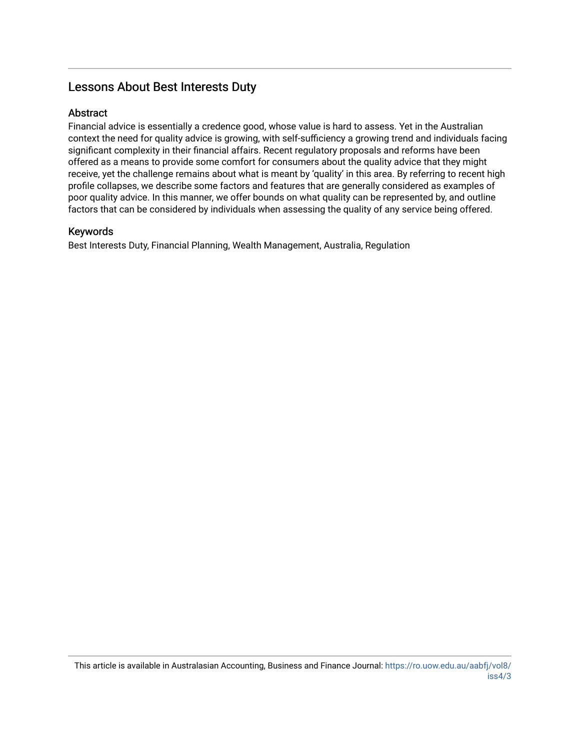## Lessons About Best Interests Duty

### Abstract

Financial advice is essentially a credence good, whose value is hard to assess. Yet in the Australian context the need for quality advice is growing, with self-sufficiency a growing trend and individuals facing significant complexity in their financial affairs. Recent regulatory proposals and reforms have been offered as a means to provide some comfort for consumers about the quality advice that they might receive, yet the challenge remains about what is meant by 'quality' in this area. By referring to recent high profile collapses, we describe some factors and features that are generally considered as examples of poor quality advice. In this manner, we offer bounds on what quality can be represented by, and outline factors that can be considered by individuals when assessing the quality of any service being offered.

### Keywords

Best Interests Duty, Financial Planning, Wealth Management, Australia, Regulation

This article is available in Australasian Accounting, Business and Finance Journal: https://ro.uow.edu.au/aabfj/vol8/iss4/3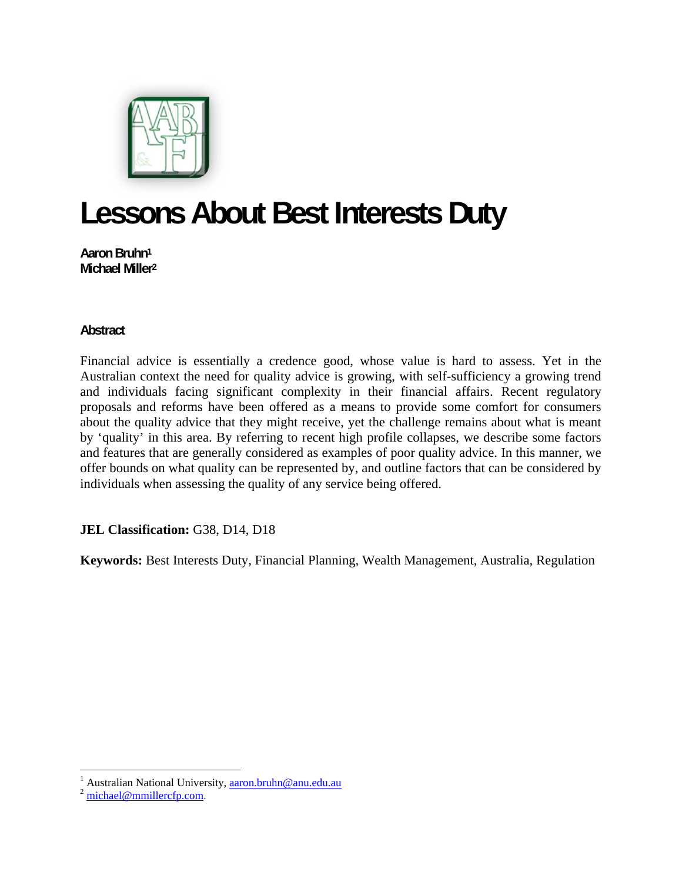# Lessons About Best Interests Duty

**Aaron Bruhn[1]**
**Michael Miller[2]**

### Abstract

Financial advice is essentially a credence good, whose value is hard to assess. Yet in the Australian context the need for quality advice is growing, with self-sufficiency a growing trend and individuals facing significant complexity in their financial affairs. Recent regulatory proposals and reforms have been offered as a means to provide some comfort for consumers about the quality advice that they might receive, yet the challenge remains about what is meant by 'quality' in this area. By referring to recent high profile collapses, we describe some factors and features that are generally considered as examples of poor quality advice. In this manner, we offer bounds on what quality can be represented by, and outline factors that can be considered by individuals when assessing the quality of any service being offered.

**JEL Classification:** G38, D14, D18

**Keywords:** Best Interests Duty, Financial Planning, Wealth Management, Australia, Regulation

---

[1] Australian National University, aaron.bruhn@anu.edu.au
[2] michael@mmillercfp.com.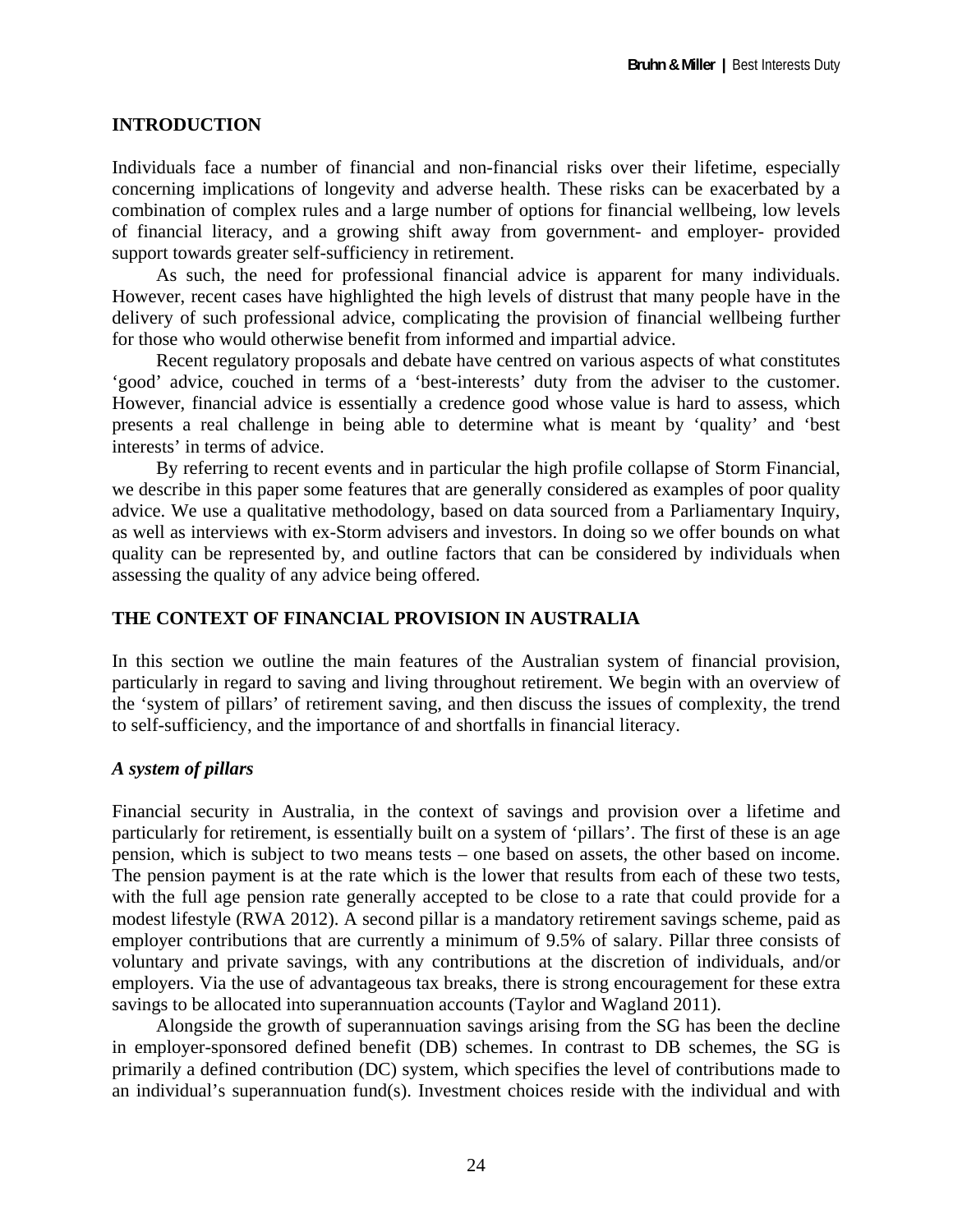## INTRODUCTION

Individuals face a number of financial and non-financial risks over their lifetime, especially concerning implications of longevity and adverse health. These risks can be exacerbated by a combination of complex rules and a large number of options for financial wellbeing, low levels of financial literacy, and a growing shift away from government- and employer- provided support towards greater self-sufficiency in retirement.

As such, the need for professional financial advice is apparent for many individuals. However, recent cases have highlighted the high levels of distrust that many people have in the delivery of such professional advice, complicating the provision of financial wellbeing further for those who would otherwise benefit from informed and impartial advice.

Recent regulatory proposals and debate have centred on various aspects of what constitutes 'good' advice, couched in terms of a 'best-interests' duty from the adviser to the customer. However, financial advice is essentially a credence good whose value is hard to assess, which presents a real challenge in being able to determine what is meant by 'quality' and 'best interests' in terms of advice.

By referring to recent events and in particular the high profile collapse of Storm Financial, we describe in this paper some features that are generally considered as examples of poor quality advice. We use a qualitative methodology, based on data sourced from a Parliamentary Inquiry, as well as interviews with ex-Storm advisers and investors. In doing so we offer bounds on what quality can be represented by, and outline factors that can be considered by individuals when assessing the quality of any advice being offered.

## THE CONTEXT OF FINANCIAL PROVISION IN AUSTRALIA

In this section we outline the main features of the Australian system of financial provision, particularly in regard to saving and living throughout retirement. We begin with an overview of the 'system of pillars' of retirement saving, and then discuss the issues of complexity, the trend to self-sufficiency, and the importance of and shortfalls in financial literacy.

### *A system of pillars*

Financial security in Australia, in the context of savings and provision over a lifetime and particularly for retirement, is essentially built on a system of 'pillars'. The first of these is an age pension, which is subject to two means tests – one based on assets, the other based on income. The pension payment is at the rate which is the lower that results from each of these two tests, with the full age pension rate generally accepted to be close to a rate that could provide for a modest lifestyle (RWA 2012). A second pillar is a mandatory retirement savings scheme, paid as employer contributions that are currently a minimum of 9.5% of salary. Pillar three consists of voluntary and private savings, with any contributions at the discretion of individuals, and/or employers. Via the use of advantageous tax breaks, there is strong encouragement for these extra savings to be allocated into superannuation accounts (Taylor and Wagland 2011).

Alongside the growth of superannuation savings arising from the SG has been the decline in employer-sponsored defined benefit (DB) schemes. In contrast to DB schemes, the SG is primarily a defined contribution (DC) system, which specifies the level of contributions made to an individual's superannuation fund(s). Investment choices reside with the individual and with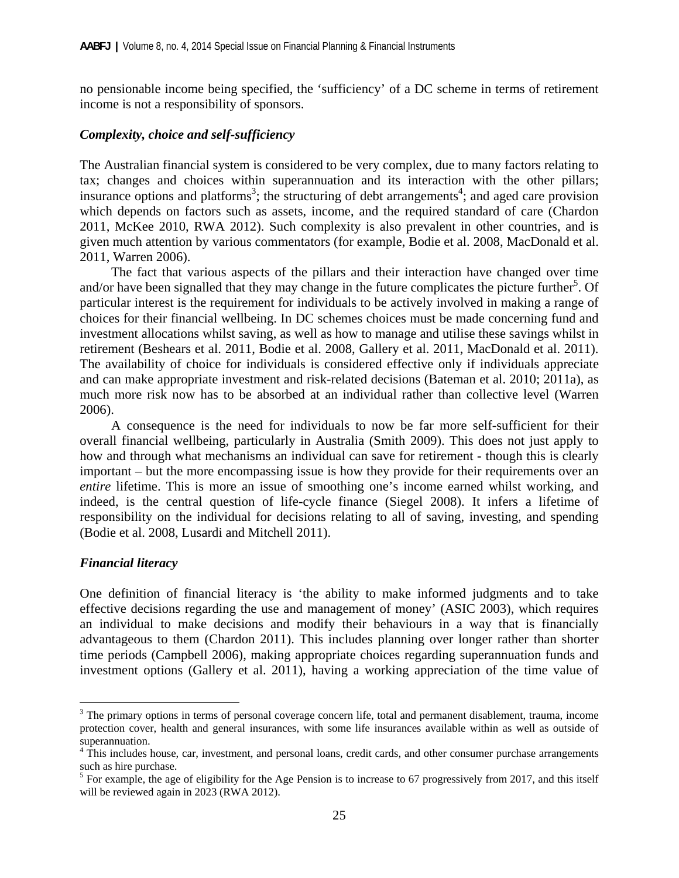no pensionable income being specified, the 'sufficiency' of a DC scheme in terms of retirement income is not a responsibility of sponsors.

### *Complexity, choice and self-sufficiency*

The Australian financial system is considered to be very complex, due to many factors relating to tax; changes and choices within superannuation and its interaction with the other pillars; insurance options and platforms[3]; the structuring of debt arrangements[4]; and aged care provision which depends on factors such as assets, income, and the required standard of care (Chardon 2011, McKee 2010, RWA 2012). Such complexity is also prevalent in other countries, and is given much attention by various commentators (for example, Bodie et al. 2008, MacDonald et al. 2011, Warren 2006).

The fact that various aspects of the pillars and their interaction have changed over time and/or have been signalled that they may change in the future complicates the picture further[5]. Of particular interest is the requirement for individuals to be actively involved in making a range of choices for their financial wellbeing. In DC schemes choices must be made concerning fund and investment allocations whilst saving, as well as how to manage and utilise these savings whilst in retirement (Beshears et al. 2011, Bodie et al. 2008, Gallery et al. 2011, MacDonald et al. 2011). The availability of choice for individuals is considered effective only if individuals appreciate and can make appropriate investment and risk-related decisions (Bateman et al. 2010; 2011a), as much more risk now has to be absorbed at an individual rather than collective level (Warren 2006).

A consequence is the need for individuals to now be far more self-sufficient for their overall financial wellbeing, particularly in Australia (Smith 2009). This does not just apply to how and through what mechanisms an individual can save for retirement - though this is clearly important – but the more encompassing issue is how they provide for their requirements over an *entire* lifetime. This is more an issue of smoothing one's income earned whilst working, and indeed, is the central question of life-cycle finance (Siegel 2008). It infers a lifetime of responsibility on the individual for decisions relating to all of saving, investing, and spending (Bodie et al. 2008, Lusardi and Mitchell 2011).

### *Financial literacy*

One definition of financial literacy is 'the ability to make informed judgments and to take effective decisions regarding the use and management of money' (ASIC 2003), which requires an individual to make decisions and modify their behaviours in a way that is financially advantageous to them (Chardon 2011). This includes planning over longer rather than shorter time periods (Campbell 2006), making appropriate choices regarding superannuation funds and investment options (Gallery et al. 2011), having a working appreciation of the time value of

---

[3] The primary options in terms of personal coverage concern life, total and permanent disablement, trauma, income protection cover, health and general insurances, with some life insurances available within as well as outside of superannuation.

[4] This includes house, car, investment, and personal loans, credit cards, and other consumer purchase arrangements such as hire purchase.

[5] For example, the age of eligibility for the Age Pension is to increase to 67 progressively from 2017, and this itself will be reviewed again in 2023 (RWA 2012).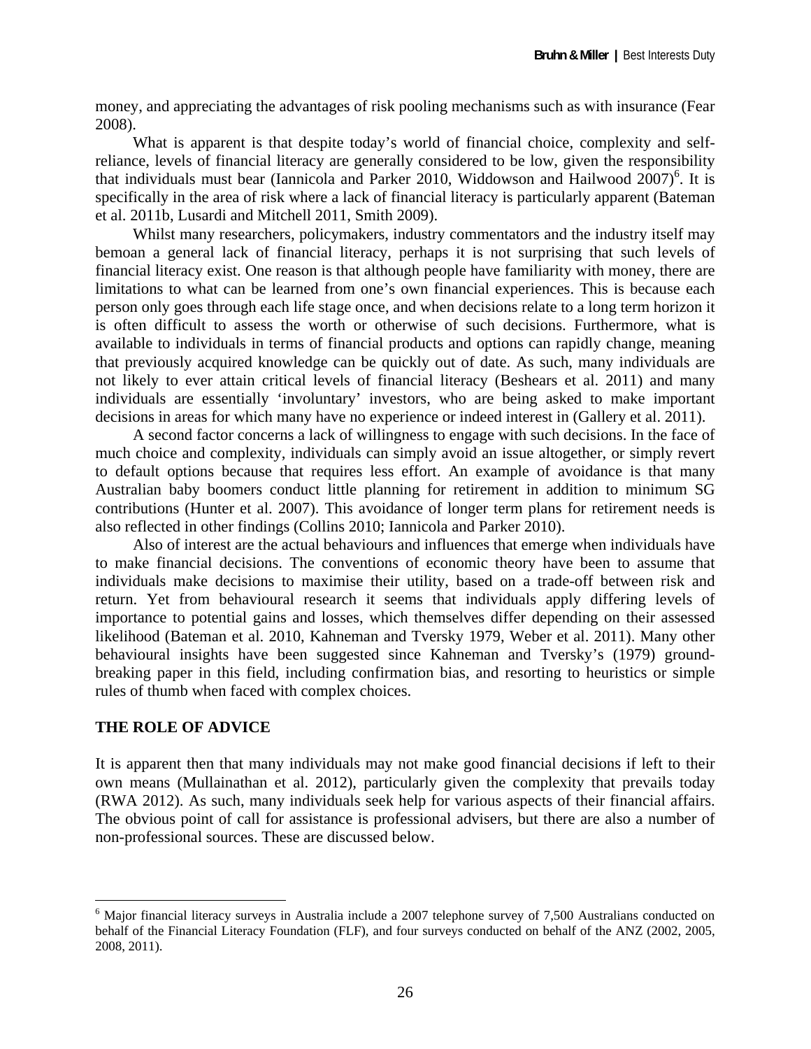money, and appreciating the advantages of risk pooling mechanisms such as with insurance (Fear 2008).

What is apparent is that despite today's world of financial choice, complexity and self-reliance, levels of financial literacy are generally considered to be low, given the responsibility that individuals must bear (Iannicola and Parker 2010, Widdowson and Hailwood 2007)[6]. It is specifically in the area of risk where a lack of financial literacy is particularly apparent (Bateman et al. 2011b, Lusardi and Mitchell 2011, Smith 2009).

Whilst many researchers, policymakers, industry commentators and the industry itself may bemoan a general lack of financial literacy, perhaps it is not surprising that such levels of financial literacy exist. One reason is that although people have familiarity with money, there are limitations to what can be learned from one's own financial experiences. This is because each person only goes through each life stage once, and when decisions relate to a long term horizon it is often difficult to assess the worth or otherwise of such decisions. Furthermore, what is available to individuals in terms of financial products and options can rapidly change, meaning that previously acquired knowledge can be quickly out of date. As such, many individuals are not likely to ever attain critical levels of financial literacy (Beshears et al. 2011) and many individuals are essentially 'involuntary' investors, who are being asked to make important decisions in areas for which many have no experience or indeed interest in (Gallery et al. 2011).

A second factor concerns a lack of willingness to engage with such decisions. In the face of much choice and complexity, individuals can simply avoid an issue altogether, or simply revert to default options because that requires less effort. An example of avoidance is that many Australian baby boomers conduct little planning for retirement in addition to minimum SG contributions (Hunter et al. 2007). This avoidance of longer term plans for retirement needs is also reflected in other findings (Collins 2010; Iannicola and Parker 2010).

Also of interest are the actual behaviours and influences that emerge when individuals have to make financial decisions. The conventions of economic theory have been to assume that individuals make decisions to maximise their utility, based on a trade-off between risk and return. Yet from behavioural research it seems that individuals apply differing levels of importance to potential gains and losses, which themselves differ depending on their assessed likelihood (Bateman et al. 2010, Kahneman and Tversky 1979, Weber et al. 2011). Many other behavioural insights have been suggested since Kahneman and Tversky's (1979) ground-breaking paper in this field, including confirmation bias, and resorting to heuristics or simple rules of thumb when faced with complex choices.

## THE ROLE OF ADVICE

It is apparent then that many individuals may not make good financial decisions if left to their own means (Mullainathan et al. 2012), particularly given the complexity that prevails today (RWA 2012). As such, many individuals seek help for various aspects of their financial affairs. The obvious point of call for assistance is professional advisers, but there are also a number of non-professional sources. These are discussed below.

---

[6] Major financial literacy surveys in Australia include a 2007 telephone survey of 7,500 Australians conducted on behalf of the Financial Literacy Foundation (FLF), and four surveys conducted on behalf of the ANZ (2002, 2005, 2008, 2011).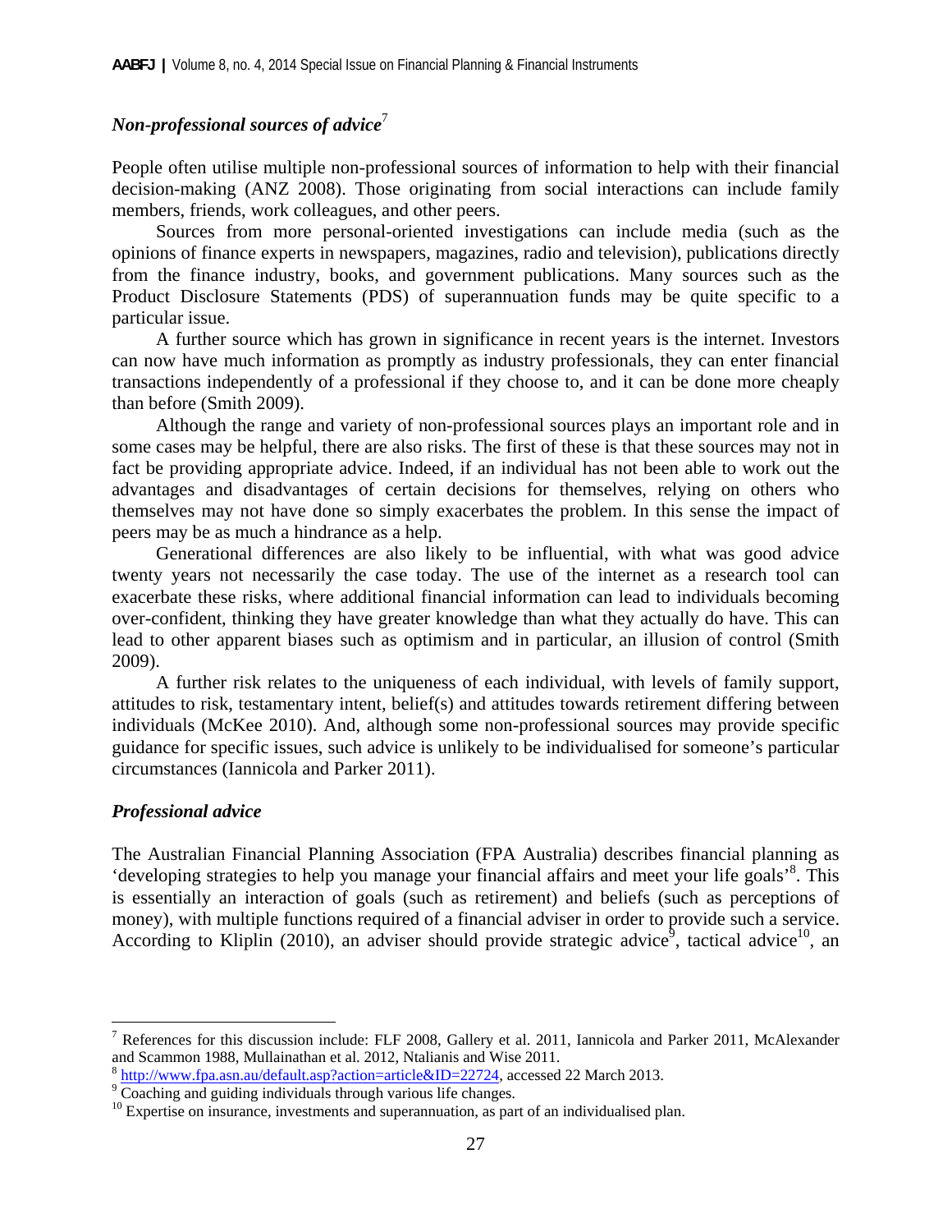### *Non-professional sources of advice*[7]

People often utilise multiple non-professional sources of information to help with their financial decision-making (ANZ 2008). Those originating from social interactions can include family members, friends, work colleagues, and other peers.

Sources from more personal-oriented investigations can include media (such as the opinions of finance experts in newspapers, magazines, radio and television), publications directly from the finance industry, books, and government publications. Many sources such as the Product Disclosure Statements (PDS) of superannuation funds may be quite specific to a particular issue.

A further source which has grown in significance in recent years is the internet. Investors can now have much information as promptly as industry professionals, they can enter financial transactions independently of a professional if they choose to, and it can be done more cheaply than before (Smith 2009).

Although the range and variety of non-professional sources plays an important role and in some cases may be helpful, there are also risks. The first of these is that these sources may not in fact be providing appropriate advice. Indeed, if an individual has not been able to work out the advantages and disadvantages of certain decisions for themselves, relying on others who themselves may not have done so simply exacerbates the problem. In this sense the impact of peers may be as much a hindrance as a help.

Generational differences are also likely to be influential, with what was good advice twenty years not necessarily the case today. The use of the internet as a research tool can exacerbate these risks, where additional financial information can lead to individuals becoming over-confident, thinking they have greater knowledge than what they actually do have. This can lead to other apparent biases such as optimism and in particular, an illusion of control (Smith 2009).

A further risk relates to the uniqueness of each individual, with levels of family support, attitudes to risk, testamentary intent, belief(s) and attitudes towards retirement differing between individuals (McKee 2010). And, although some non-professional sources may provide specific guidance for specific issues, such advice is unlikely to be individualised for someone's particular circumstances (Iannicola and Parker 2011).

### *Professional advice*

The Australian Financial Planning Association (FPA Australia) describes financial planning as 'developing strategies to help you manage your financial affairs and meet your life goals'[8]. This is essentially an interaction of goals (such as retirement) and beliefs (such as perceptions of money), with multiple functions required of a financial adviser in order to provide such a service. According to Kliplin (2010), an adviser should provide strategic advice[9], tactical advice[10], an

---

[7] References for this discussion include: FLF 2008, Gallery et al. 2011, Iannicola and Parker 2011, McAlexander and Scammon 1988, Mullainathan et al. 2012, Ntalianis and Wise 2011.

[8] http://www.fpa.asn.au/default.asp?action=article&ID=22724, accessed 22 March 2013.

[9] Coaching and guiding individuals through various life changes.

[10] Expertise on insurance, investments and superannuation, as part of an individualised plan.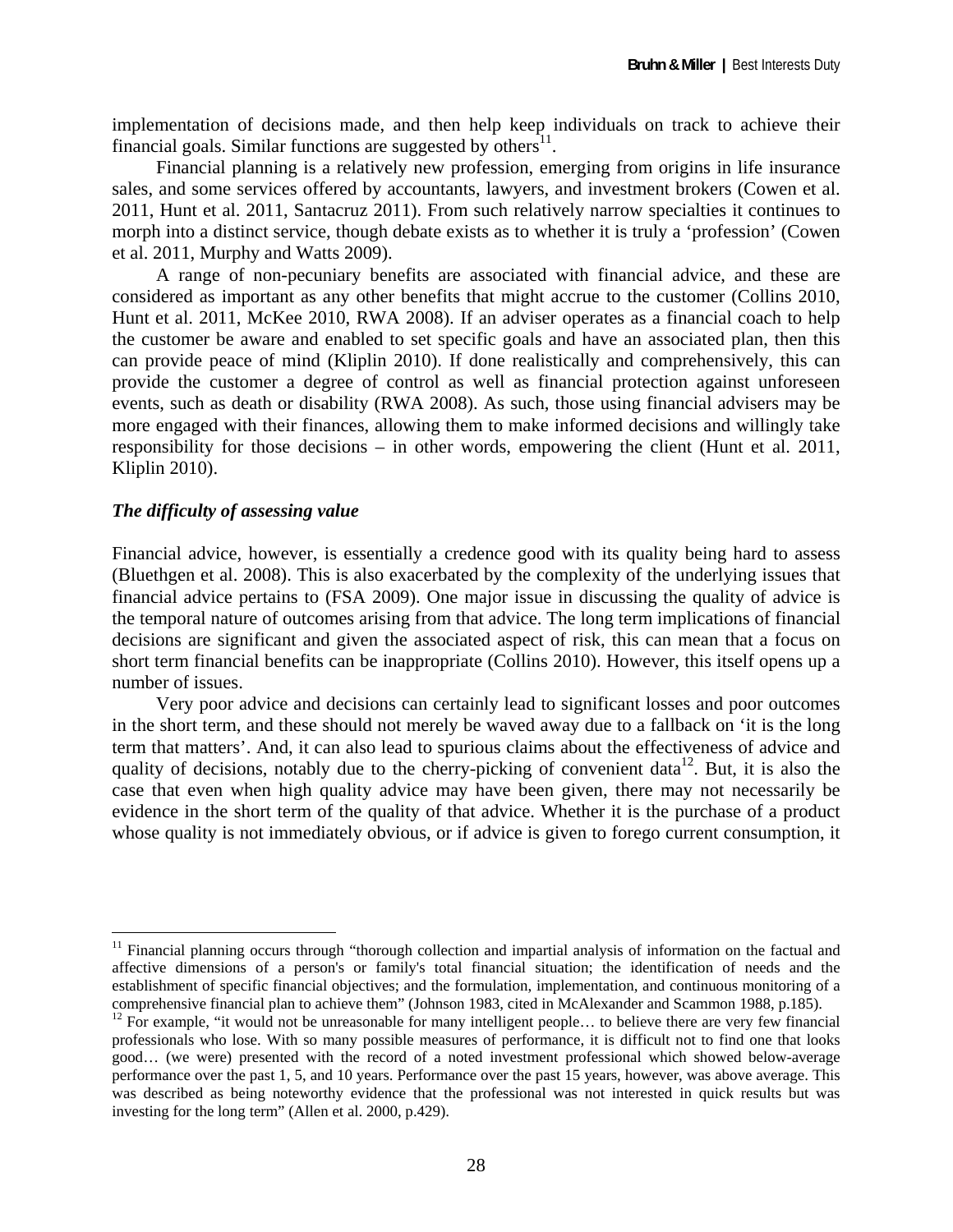implementation of decisions made, and then help keep individuals on track to achieve their financial goals. Similar functions are suggested by others[11].

Financial planning is a relatively new profession, emerging from origins in life insurance sales, and some services offered by accountants, lawyers, and investment brokers (Cowen et al. 2011, Hunt et al. 2011, Santacruz 2011). From such relatively narrow specialties it continues to morph into a distinct service, though debate exists as to whether it is truly a 'profession' (Cowen et al. 2011, Murphy and Watts 2009).

A range of non-pecuniary benefits are associated with financial advice, and these are considered as important as any other benefits that might accrue to the customer (Collins 2010, Hunt et al. 2011, McKee 2010, RWA 2008). If an adviser operates as a financial coach to help the customer be aware and enabled to set specific goals and have an associated plan, then this can provide peace of mind (Kliplin 2010). If done realistically and comprehensively, this can provide the customer a degree of control as well as financial protection against unforeseen events, such as death or disability (RWA 2008). As such, those using financial advisers may be more engaged with their finances, allowing them to make informed decisions and willingly take responsibility for those decisions – in other words, empowering the client (Hunt et al. 2011, Kliplin 2010).

***The difficulty of assessing value***

Financial advice, however, is essentially a credence good with its quality being hard to assess (Bluethgen et al. 2008). This is also exacerbated by the complexity of the underlying issues that financial advice pertains to (FSA 2009). One major issue in discussing the quality of advice is the temporal nature of outcomes arising from that advice. The long term implications of financial decisions are significant and given the associated aspect of risk, this can mean that a focus on short term financial benefits can be inappropriate (Collins 2010). However, this itself opens up a number of issues.

Very poor advice and decisions can certainly lead to significant losses and poor outcomes in the short term, and these should not merely be waved away due to a fallback on 'it is the long term that matters'. And, it can also lead to spurious claims about the effectiveness of advice and quality of decisions, notably due to the cherry-picking of convenient data[12]. But, it is also the case that even when high quality advice may have been given, there may not necessarily be evidence in the short term of the quality of that advice. Whether it is the purchase of a product whose quality is not immediately obvious, or if advice is given to forego current consumption, it

[11] Financial planning occurs through "thorough collection and impartial analysis of information on the factual and affective dimensions of a person's or family's total financial situation; the identification of needs and the establishment of specific financial objectives; and the formulation, implementation, and continuous monitoring of a comprehensive financial plan to achieve them" (Johnson 1983, cited in McAlexander and Scammon 1988, p.185).

[12] For example, "it would not be unreasonable for many intelligent people… to believe there are very few financial professionals who lose. With so many possible measures of performance, it is difficult not to find one that looks good… (we were) presented with the record of a noted investment professional which showed below-average performance over the past 1, 5, and 10 years. Performance over the past 15 years, however, was above average. This was described as being noteworthy evidence that the professional was not interested in quick results but was investing for the long term" (Allen et al. 2000, p.429).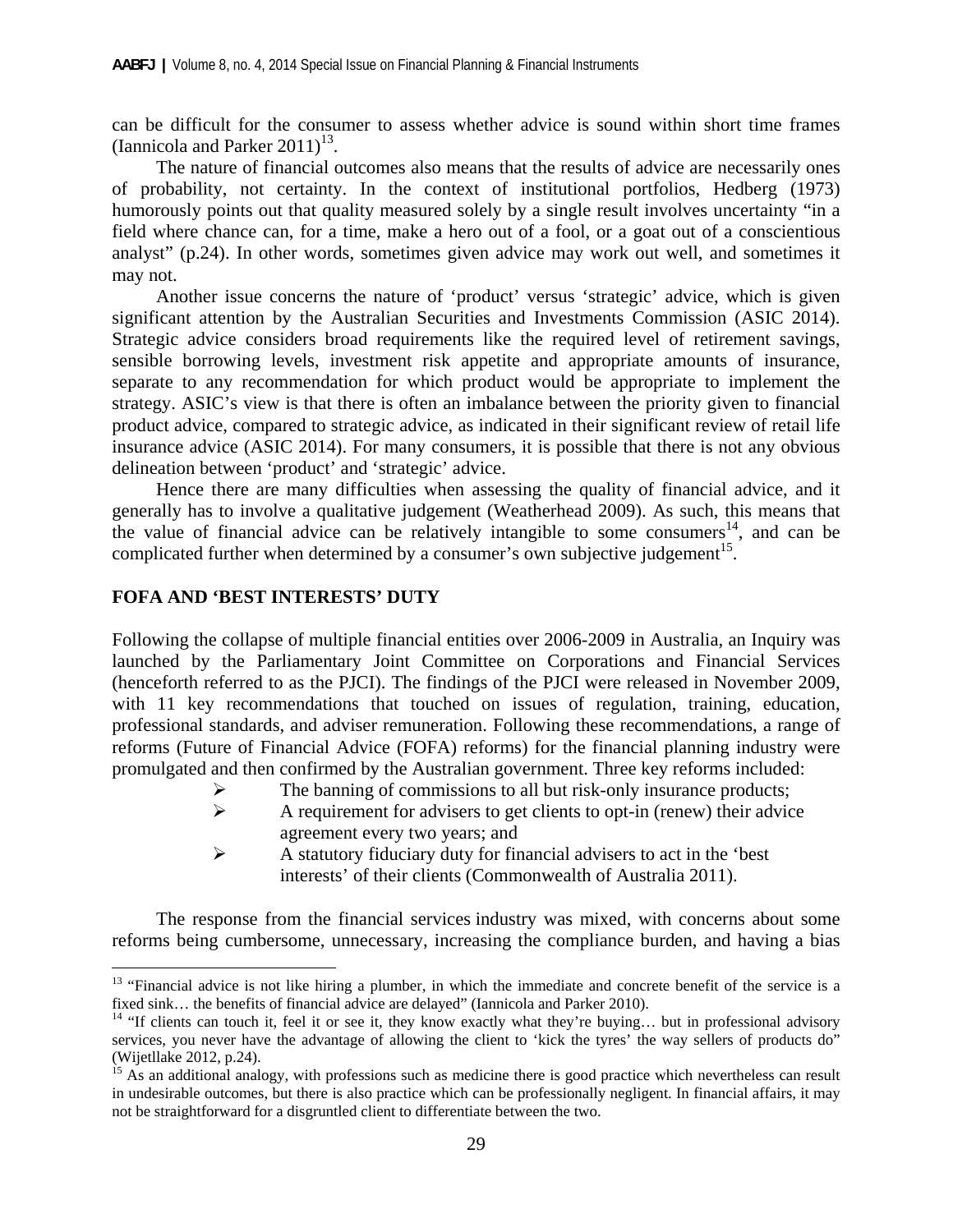can be difficult for the consumer to assess whether advice is sound within short time frames (Iannicola and Parker 2011)[13].

The nature of financial outcomes also means that the results of advice are necessarily ones of probability, not certainty. In the context of institutional portfolios, Hedberg (1973) humorously points out that quality measured solely by a single result involves uncertainty "in a field where chance can, for a time, make a hero out of a fool, or a goat out of a conscientious analyst" (p.24). In other words, sometimes given advice may work out well, and sometimes it may not.

Another issue concerns the nature of 'product' versus 'strategic' advice, which is given significant attention by the Australian Securities and Investments Commission (ASIC 2014). Strategic advice considers broad requirements like the required level of retirement savings, sensible borrowing levels, investment risk appetite and appropriate amounts of insurance, separate to any recommendation for which product would be appropriate to implement the strategy. ASIC's view is that there is often an imbalance between the priority given to financial product advice, compared to strategic advice, as indicated in their significant review of retail life insurance advice (ASIC 2014). For many consumers, it is possible that there is not any obvious delineation between 'product' and 'strategic' advice.

Hence there are many difficulties when assessing the quality of financial advice, and it generally has to involve a qualitative judgement (Weatherhead 2009). As such, this means that the value of financial advice can be relatively intangible to some consumers[14], and can be complicated further when determined by a consumer's own subjective judgement[15].

## FOFA AND 'BEST INTERESTS' DUTY

Following the collapse of multiple financial entities over 2006-2009 in Australia, an Inquiry was launched by the Parliamentary Joint Committee on Corporations and Financial Services (henceforth referred to as the PJCI). The findings of the PJCI were released in November 2009, with 11 key recommendations that touched on issues of regulation, training, education, professional standards, and adviser remuneration. Following these recommendations, a range of reforms (Future of Financial Advice (FOFA) reforms) for the financial planning industry were promulgated and then confirmed by the Australian government. Three key reforms included:

- The banning of commissions to all but risk-only insurance products;
- A requirement for advisers to get clients to opt-in (renew) their advice agreement every two years; and
- A statutory fiduciary duty for financial advisers to act in the 'best interests' of their clients (Commonwealth of Australia 2011).

The response from the financial services industry was mixed, with concerns about some reforms being cumbersome, unnecessary, increasing the compliance burden, and having a bias

---

[13] "Financial advice is not like hiring a plumber, in which the immediate and concrete benefit of the service is a fixed sink… the benefits of financial advice are delayed" (Iannicola and Parker 2010).

[14] "If clients can touch it, feel it or see it, they know exactly what they're buying… but in professional advisory services, you never have the advantage of allowing the client to 'kick the tyres' the way sellers of products do" (Wijetllake 2012, p.24).

[15] As an additional analogy, with professions such as medicine there is good practice which nevertheless can result in undesirable outcomes, but there is also practice which can be professionally negligent. In financial affairs, it may not be straightforward for a disgruntled client to differentiate between the two.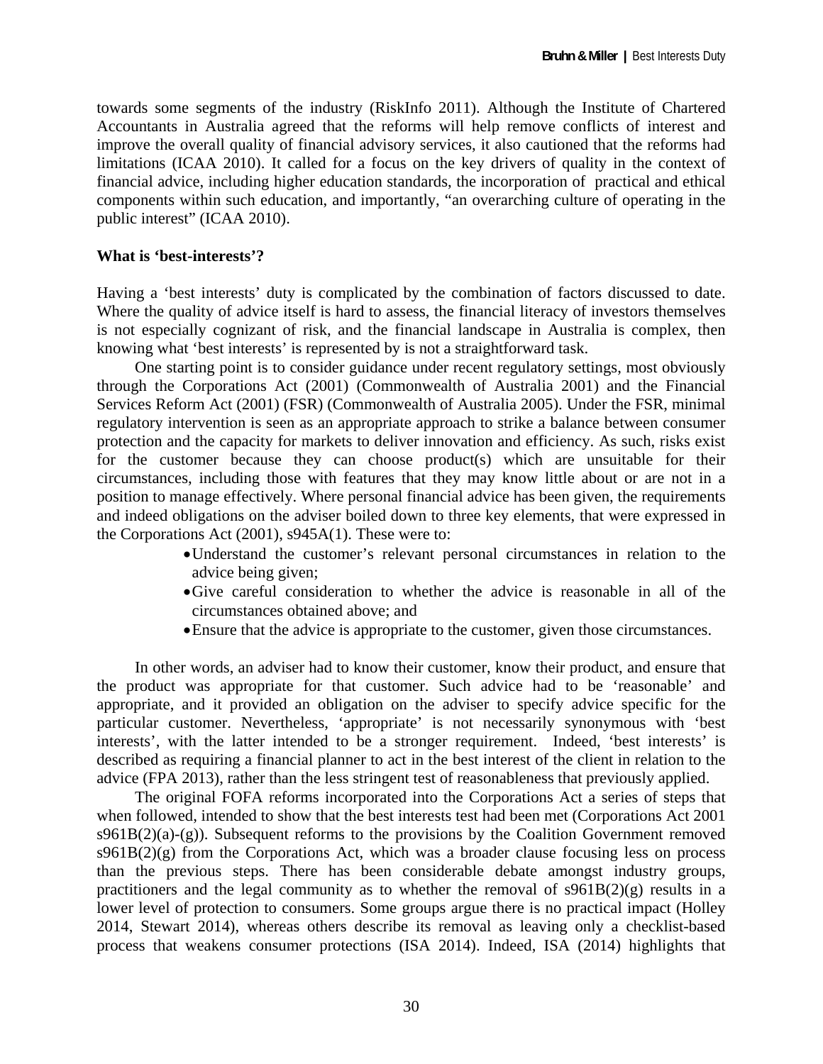towards some segments of the industry (RiskInfo 2011). Although the Institute of Chartered Accountants in Australia agreed that the reforms will help remove conflicts of interest and improve the overall quality of financial advisory services, it also cautioned that the reforms had limitations (ICAA 2010). It called for a focus on the key drivers of quality in the context of financial advice, including higher education standards, the incorporation of practical and ethical components within such education, and importantly, "an overarching culture of operating in the public interest" (ICAA 2010).

**What is 'best-interests'?**

Having a 'best interests' duty is complicated by the combination of factors discussed to date. Where the quality of advice itself is hard to assess, the financial literacy of investors themselves is not especially cognizant of risk, and the financial landscape in Australia is complex, then knowing what 'best interests' is represented by is not a straightforward task.

One starting point is to consider guidance under recent regulatory settings, most obviously through the Corporations Act (2001) (Commonwealth of Australia 2001) and the Financial Services Reform Act (2001) (FSR) (Commonwealth of Australia 2005). Under the FSR, minimal regulatory intervention is seen as an appropriate approach to strike a balance between consumer protection and the capacity for markets to deliver innovation and efficiency. As such, risks exist for the customer because they can choose product(s) which are unsuitable for their circumstances, including those with features that they may know little about or are not in a position to manage effectively. Where personal financial advice has been given, the requirements and indeed obligations on the adviser boiled down to three key elements, that were expressed in the Corporations Act (2001), s945A(1). These were to:

- Understand the customer's relevant personal circumstances in relation to the advice being given;
- Give careful consideration to whether the advice is reasonable in all of the circumstances obtained above; and
- Ensure that the advice is appropriate to the customer, given those circumstances.

In other words, an adviser had to know their customer, know their product, and ensure that the product was appropriate for that customer. Such advice had to be 'reasonable' and appropriate, and it provided an obligation on the adviser to specify advice specific for the particular customer. Nevertheless, 'appropriate' is not necessarily synonymous with 'best interests', with the latter intended to be a stronger requirement. Indeed, 'best interests' is described as requiring a financial planner to act in the best interest of the client in relation to the advice (FPA 2013), rather than the less stringent test of reasonableness that previously applied.

The original FOFA reforms incorporated into the Corporations Act a series of steps that when followed, intended to show that the best interests test had been met (Corporations Act 2001 s961B(2)(a)-(g)). Subsequent reforms to the provisions by the Coalition Government removed s961B(2)(g) from the Corporations Act, which was a broader clause focusing less on process than the previous steps. There has been considerable debate amongst industry groups, practitioners and the legal community as to whether the removal of s961B(2)(g) results in a lower level of protection to consumers. Some groups argue there is no practical impact (Holley 2014, Stewart 2014), whereas others describe its removal as leaving only a checklist-based process that weakens consumer protections (ISA 2014). Indeed, ISA (2014) highlights that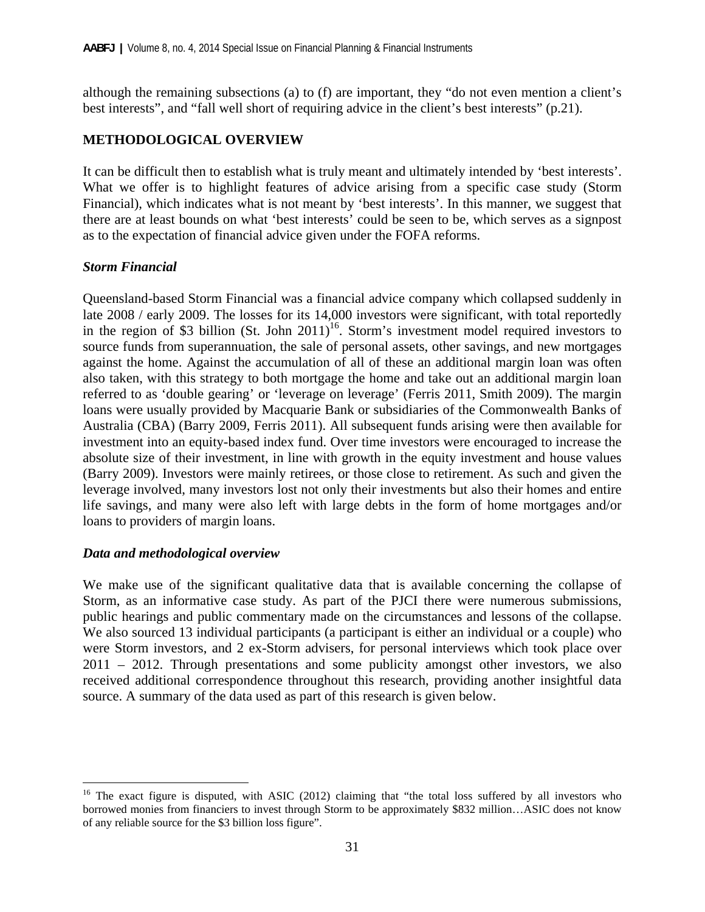although the remaining subsections (a) to (f) are important, they "do not even mention a client's best interests", and "fall well short of requiring advice in the client's best interests" (p.21).

## METHODOLOGICAL OVERVIEW

It can be difficult then to establish what is truly meant and ultimately intended by 'best interests'. What we offer is to highlight features of advice arising from a specific case study (Storm Financial), which indicates what is not meant by 'best interests'. In this manner, we suggest that there are at least bounds on what 'best interests' could be seen to be, which serves as a signpost as to the expectation of financial advice given under the FOFA reforms.

### *Storm Financial*

Queensland-based Storm Financial was a financial advice company which collapsed suddenly in late 2008 / early 2009. The losses for its 14,000 investors were significant, with total reportedly in the region of $3 billion (St. John 2011)[16]. Storm's investment model required investors to source funds from superannuation, the sale of personal assets, other savings, and new mortgages against the home. Against the accumulation of all of these an additional margin loan was often also taken, with this strategy to both mortgage the home and take out an additional margin loan referred to as 'double gearing' or 'leverage on leverage' (Ferris 2011, Smith 2009). The margin loans were usually provided by Macquarie Bank or subsidiaries of the Commonwealth Banks of Australia (CBA) (Barry 2009, Ferris 2011). All subsequent funds arising were then available for investment into an equity-based index fund. Over time investors were encouraged to increase the absolute size of their investment, in line with growth in the equity investment and house values (Barry 2009). Investors were mainly retirees, or those close to retirement. As such and given the leverage involved, many investors lost not only their investments but also their homes and entire life savings, and many were also left with large debts in the form of home mortgages and/or loans to providers of margin loans.

### *Data and methodological overview*

We make use of the significant qualitative data that is available concerning the collapse of Storm, as an informative case study. As part of the PJCI there were numerous submissions, public hearings and public commentary made on the circumstances and lessons of the collapse. We also sourced 13 individual participants (a participant is either an individual or a couple) who were Storm investors, and 2 ex-Storm advisers, for personal interviews which took place over 2011 – 2012. Through presentations and some publicity amongst other investors, we also received additional correspondence throughout this research, providing another insightful data source. A summary of the data used as part of this research is given below.

---

[16] The exact figure is disputed, with ASIC (2012) claiming that "the total loss suffered by all investors who borrowed monies from financiers to invest through Storm to be approximately $832 million…ASIC does not know of any reliable source for the $3 billion loss figure".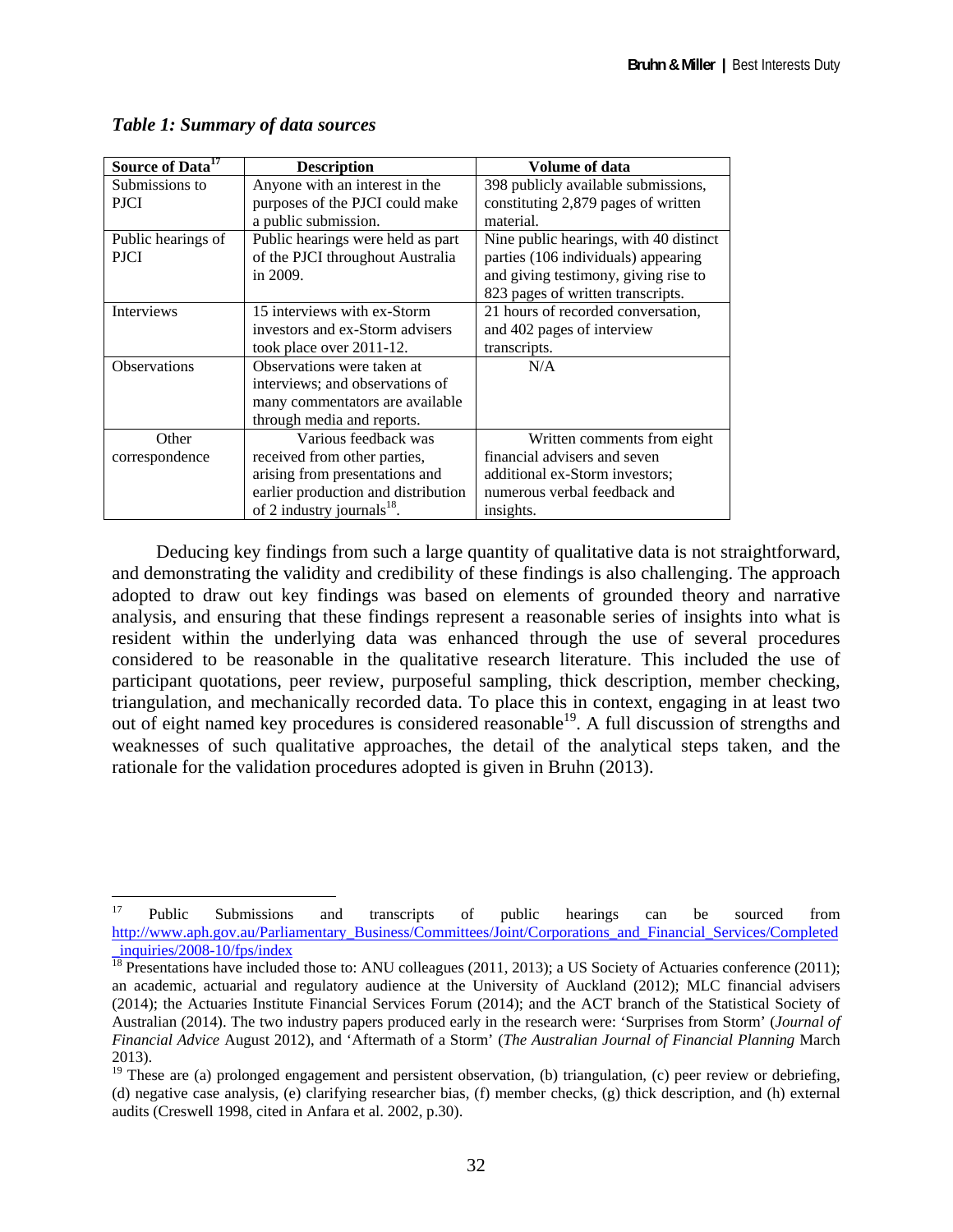*Table 1: Summary of data sources*

| Source of Data[17] | Description | Volume of data |
|---|---|---|
| Submissions to PJCI | Anyone with an interest in the purposes of the PJCI could make a public submission. | 398 publicly available submissions, constituting 2,879 pages of written material. |
| Public hearings of PJCI | Public hearings were held as part of the PJCI throughout Australia in 2009. | Nine public hearings, with 40 distinct parties (106 individuals) appearing and giving testimony, giving rise to 823 pages of written transcripts. |
| Interviews | 15 interviews with ex-Storm investors and ex-Storm advisers took place over 2011-12. | 21 hours of recorded conversation, and 402 pages of interview transcripts. |
| Observations | Observations were taken at interviews; and observations of many commentators are available through media and reports. | N/A |
| Other correspondence | Various feedback was received from other parties, arising from presentations and earlier production and distribution of 2 industry journals[18]. | Written comments from eight financial advisers and seven additional ex-Storm investors; numerous verbal feedback and insights. |

Deducing key findings from such a large quantity of qualitative data is not straightforward, and demonstrating the validity and credibility of these findings is also challenging. The approach adopted to draw out key findings was based on elements of grounded theory and narrative analysis, and ensuring that these findings represent a reasonable series of insights into what is resident within the underlying data was enhanced through the use of several procedures considered to be reasonable in the qualitative research literature. This included the use of participant quotations, peer review, purposeful sampling, thick description, member checking, triangulation, and mechanically recorded data. To place this in context, engaging in at least two out of eight named key procedures is considered reasonable[19]. A full discussion of strengths and weaknesses of such qualitative approaches, the detail of the analytical steps taken, and the rationale for the validation procedures adopted is given in Bruhn (2013).

---

[17] Public Submissions and transcripts of public hearings can be sourced from http://www.aph.gov.au/Parliamentary_Business/Committees/Joint/Corporations_and_Financial_Services/Completed_inquiries/2008-10/fps/index

[18] Presentations have included those to: ANU colleagues (2011, 2013); a US Society of Actuaries conference (2011); an academic, actuarial and regulatory audience at the University of Auckland (2012); MLC financial advisers (2014); the Actuaries Institute Financial Services Forum (2014); and the ACT branch of the Statistical Society of Australian (2014). The two industry papers produced early in the research were: 'Surprises from Storm' (*Journal of Financial Advice* August 2012), and 'Aftermath of a Storm' (*The Australian Journal of Financial Planning* March 2013).

[19] These are (a) prolonged engagement and persistent observation, (b) triangulation, (c) peer review or debriefing, (d) negative case analysis, (e) clarifying researcher bias, (f) member checks, (g) thick description, and (h) external audits (Creswell 1998, cited in Anfara et al. 2002, p.30).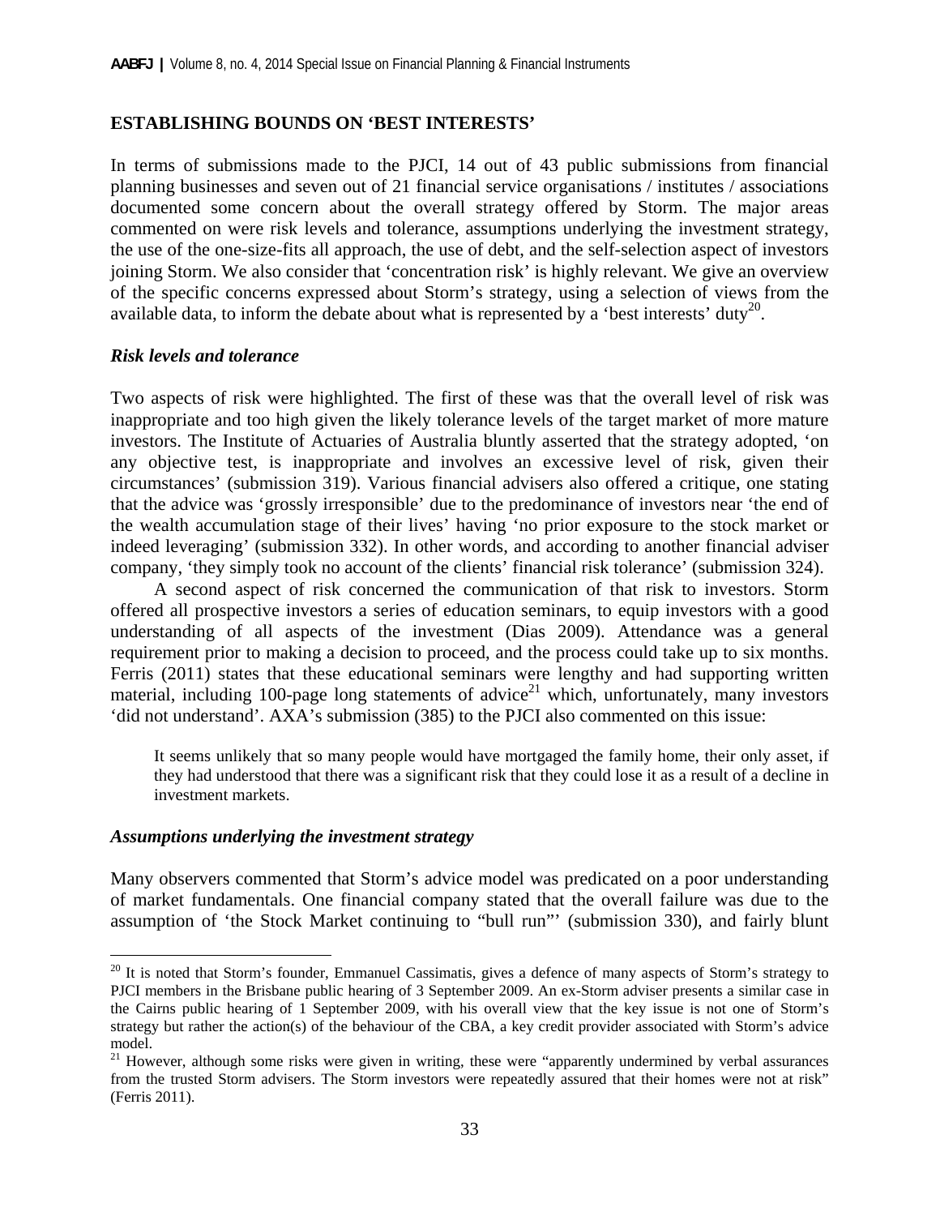## ESTABLISHING BOUNDS ON 'BEST INTERESTS'

In terms of submissions made to the PJCI, 14 out of 43 public submissions from financial planning businesses and seven out of 21 financial service organisations / institutes / associations documented some concern about the overall strategy offered by Storm. The major areas commented on were risk levels and tolerance, assumptions underlying the investment strategy, the use of the one-size-fits all approach, the use of debt, and the self-selection aspect of investors joining Storm. We also consider that 'concentration risk' is highly relevant. We give an overview of the specific concerns expressed about Storm's strategy, using a selection of views from the available data, to inform the debate about what is represented by a 'best interests' duty[20].

### *Risk levels and tolerance*

Two aspects of risk were highlighted. The first of these was that the overall level of risk was inappropriate and too high given the likely tolerance levels of the target market of more mature investors. The Institute of Actuaries of Australia bluntly asserted that the strategy adopted, 'on any objective test, is inappropriate and involves an excessive level of risk, given their circumstances' (submission 319). Various financial advisers also offered a critique, one stating that the advice was 'grossly irresponsible' due to the predominance of investors near 'the end of the wealth accumulation stage of their lives' having 'no prior exposure to the stock market or indeed leveraging' (submission 332). In other words, and according to another financial adviser company, 'they simply took no account of the clients' financial risk tolerance' (submission 324).

A second aspect of risk concerned the communication of that risk to investors. Storm offered all prospective investors a series of education seminars, to equip investors with a good understanding of all aspects of the investment (Dias 2009). Attendance was a general requirement prior to making a decision to proceed, and the process could take up to six months. Ferris (2011) states that these educational seminars were lengthy and had supporting written material, including 100-page long statements of advice[21] which, unfortunately, many investors 'did not understand'. AXA's submission (385) to the PJCI also commented on this issue:

> It seems unlikely that so many people would have mortgaged the family home, their only asset, if they had understood that there was a significant risk that they could lose it as a result of a decline in investment markets.

### *Assumptions underlying the investment strategy*

Many observers commented that Storm's advice model was predicated on a poor understanding of market fundamentals. One financial company stated that the overall failure was due to the assumption of 'the Stock Market continuing to "bull run"' (submission 330), and fairly blunt

---

[20] It is noted that Storm's founder, Emmanuel Cassimatis, gives a defence of many aspects of Storm's strategy to PJCI members in the Brisbane public hearing of 3 September 2009. An ex-Storm adviser presents a similar case in the Cairns public hearing of 1 September 2009, with his overall view that the key issue is not one of Storm's strategy but rather the action(s) of the behaviour of the CBA, a key credit provider associated with Storm's advice model.

[21] However, although some risks were given in writing, these were "apparently undermined by verbal assurances from the trusted Storm advisers. The Storm investors were repeatedly assured that their homes were not at risk" (Ferris 2011).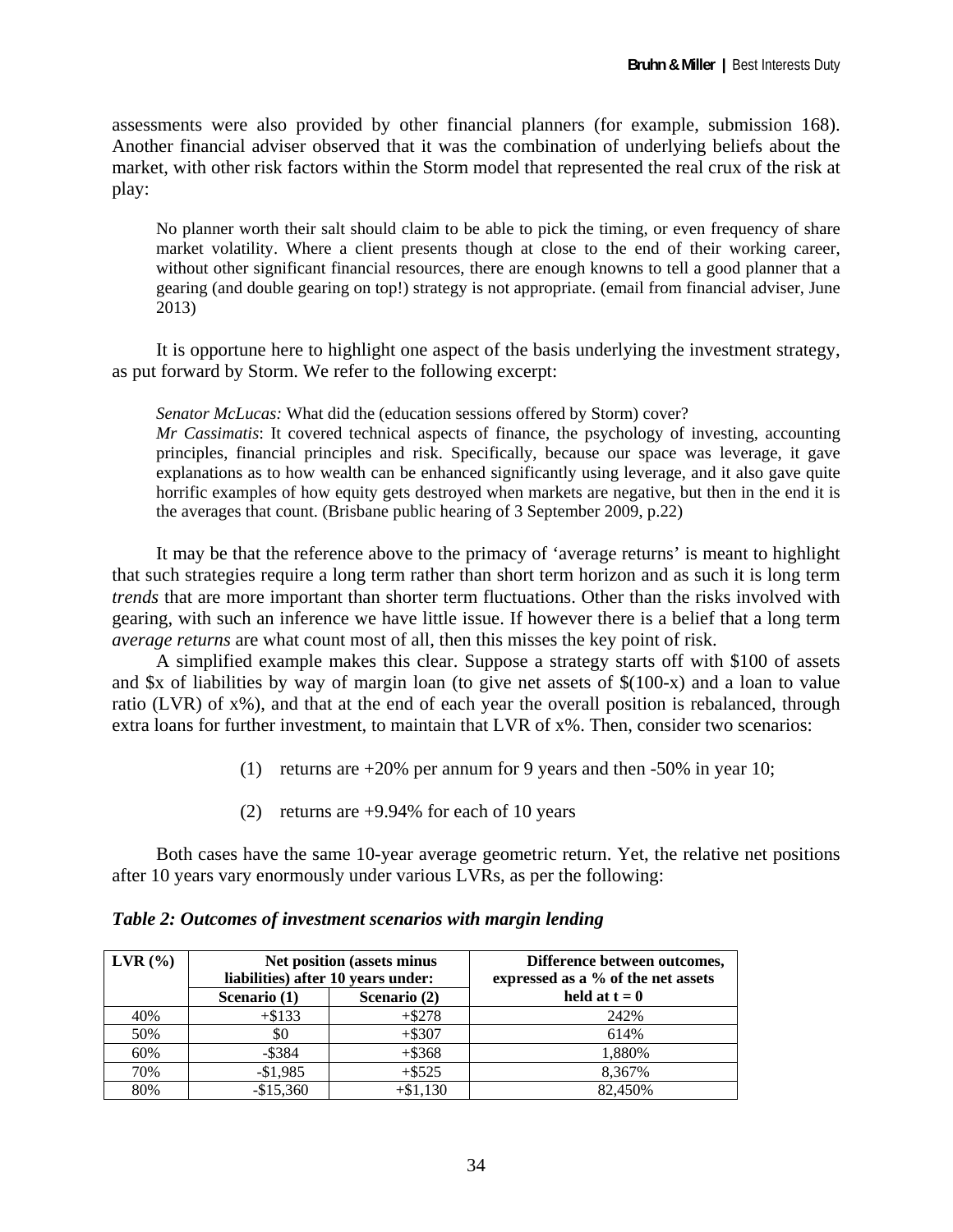assessments were also provided by other financial planners (for example, submission 168). Another financial adviser observed that it was the combination of underlying beliefs about the market, with other risk factors within the Storm model that represented the real crux of the risk at play:

> No planner worth their salt should claim to be able to pick the timing, or even frequency of share market volatility. Where a client presents though at close to the end of their working career, without other significant financial resources, there are enough knowns to tell a good planner that a gearing (and double gearing on top!) strategy is not appropriate. (email from financial adviser, June 2013)

It is opportune here to highlight one aspect of the basis underlying the investment strategy, as put forward by Storm. We refer to the following excerpt:

> *Senator McLucas:* What did the (education sessions offered by Storm) cover?
> *Mr Cassimatis*: It covered technical aspects of finance, the psychology of investing, accounting principles, financial principles and risk. Specifically, because our space was leverage, it gave explanations as to how wealth can be enhanced significantly using leverage, and it also gave quite horrific examples of how equity gets destroyed when markets are negative, but then in the end it is the averages that count. (Brisbane public hearing of 3 September 2009, p.22)

It may be that the reference above to the primacy of 'average returns' is meant to highlight that such strategies require a long term rather than short term horizon and as such it is long term *trends* that are more important than shorter term fluctuations. Other than the risks involved with gearing, with such an inference we have little issue. If however there is a belief that a long term *average returns* are what count most of all, then this misses the key point of risk.

A simplified example makes this clear. Suppose a strategy starts off with \$100 of assets and \$x of liabilities by way of margin loan (to give net assets of \$(100-x) and a loan to value ratio (LVR) of x%), and that at the end of each year the overall position is rebalanced, through extra loans for further investment, to maintain that LVR of x%. Then, consider two scenarios:

(1) returns are +20% per annum for 9 years and then -50% in year 10;

(2) returns are +9.94% for each of 10 years

Both cases have the same 10-year average geometric return. Yet, the relative net positions after 10 years vary enormously under various LVRs, as per the following:

***Table 2: Outcomes of investment scenarios with margin lending***

| LVR (%) | Net position (assets minus liabilities) after 10 years under: | | Difference between outcomes, expressed as a % of the net assets held at t = 0 |
|---|---|---|---|
| | Scenario (1) | Scenario (2) | |
| 40% | +\$133 | +\$278 | 242% |
| 50% | \$0 | +\$307 | 614% |
| 60% | -\$384 | +\$368 | 1,880% |
| 70% | -\$1,985 | +\$525 | 8,367% |
| 80% | -\$15,360 | +\$1,130 | 82,450% |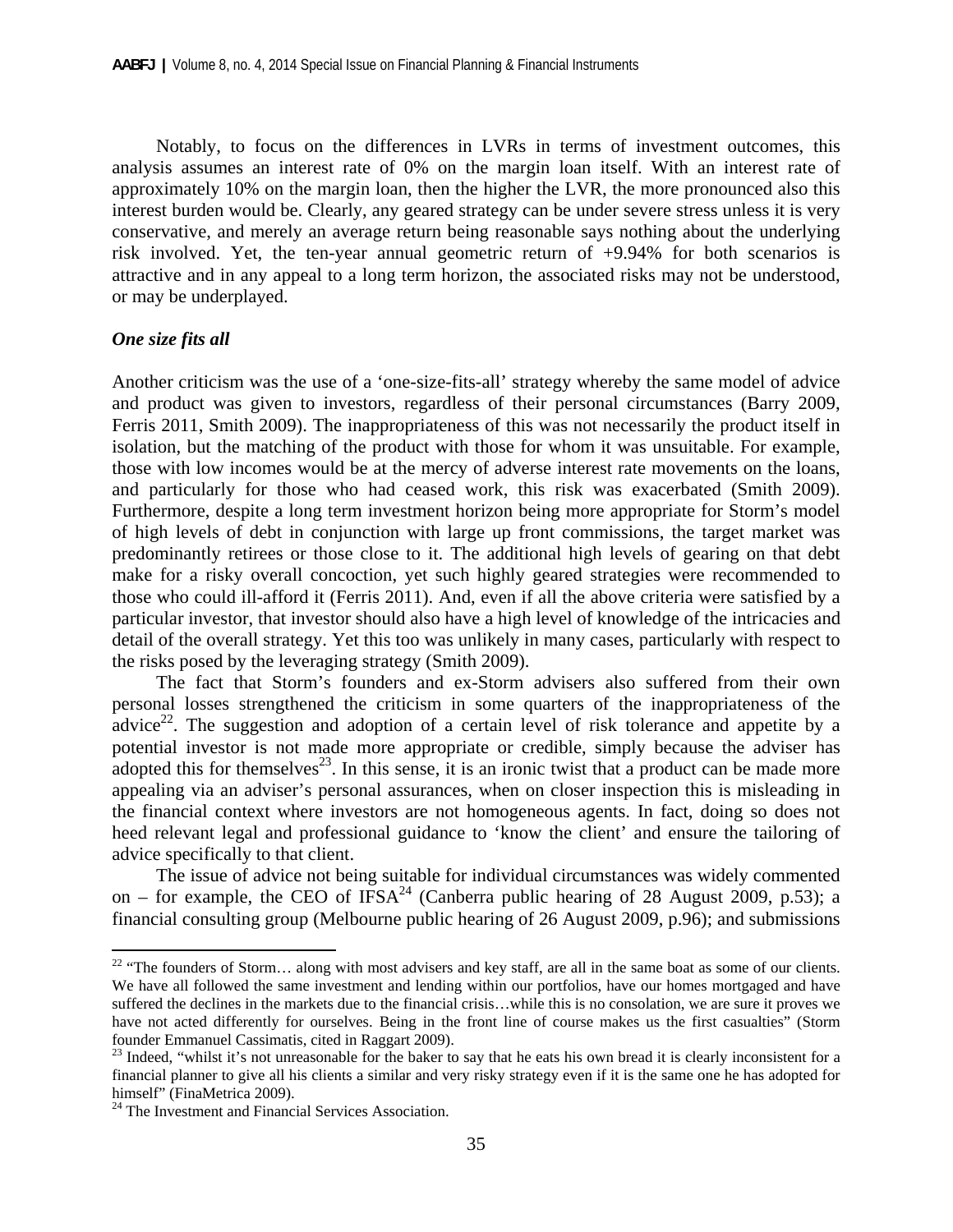Notably, to focus on the differences in LVRs in terms of investment outcomes, this analysis assumes an interest rate of 0% on the margin loan itself. With an interest rate of approximately 10% on the margin loan, then the higher the LVR, the more pronounced also this interest burden would be. Clearly, any geared strategy can be under severe stress unless it is very conservative, and merely an average return being reasonable says nothing about the underlying risk involved. Yet, the ten-year annual geometric return of +9.94% for both scenarios is attractive and in any appeal to a long term horizon, the associated risks may not be understood, or may be underplayed.

### *One size fits all*

Another criticism was the use of a 'one-size-fits-all' strategy whereby the same model of advice and product was given to investors, regardless of their personal circumstances (Barry 2009, Ferris 2011, Smith 2009). The inappropriateness of this was not necessarily the product itself in isolation, but the matching of the product with those for whom it was unsuitable. For example, those with low incomes would be at the mercy of adverse interest rate movements on the loans, and particularly for those who had ceased work, this risk was exacerbated (Smith 2009). Furthermore, despite a long term investment horizon being more appropriate for Storm's model of high levels of debt in conjunction with large up front commissions, the target market was predominantly retirees or those close to it. The additional high levels of gearing on that debt make for a risky overall concoction, yet such highly geared strategies were recommended to those who could ill-afford it (Ferris 2011). And, even if all the above criteria were satisfied by a particular investor, that investor should also have a high level of knowledge of the intricacies and detail of the overall strategy. Yet this too was unlikely in many cases, particularly with respect to the risks posed by the leveraging strategy (Smith 2009).

The fact that Storm's founders and ex-Storm advisers also suffered from their own personal losses strengthened the criticism in some quarters of the inappropriateness of the advice[22]. The suggestion and adoption of a certain level of risk tolerance and appetite by a potential investor is not made more appropriate or credible, simply because the adviser has adopted this for themselves[23]. In this sense, it is an ironic twist that a product can be made more appealing via an adviser's personal assurances, when on closer inspection this is misleading in the financial context where investors are not homogeneous agents. In fact, doing so does not heed relevant legal and professional guidance to 'know the client' and ensure the tailoring of advice specifically to that client.

The issue of advice not being suitable for individual circumstances was widely commented on – for example, the CEO of IFSA[24] (Canberra public hearing of 28 August 2009, p.53); a financial consulting group (Melbourne public hearing of 26 August 2009, p.96); and submissions

---

[22] "The founders of Storm… along with most advisers and key staff, are all in the same boat as some of our clients. We have all followed the same investment and lending within our portfolios, have our homes mortgaged and have suffered the declines in the markets due to the financial crisis…while this is no consolation, we are sure it proves we have not acted differently for ourselves. Being in the front line of course makes us the first casualties" (Storm founder Emmanuel Cassimatis, cited in Raggart 2009).

[23] Indeed, "whilst it's not unreasonable for the baker to say that he eats his own bread it is clearly inconsistent for a financial planner to give all his clients a similar and very risky strategy even if it is the same one he has adopted for himself" (FinaMetrica 2009).

[24] The Investment and Financial Services Association.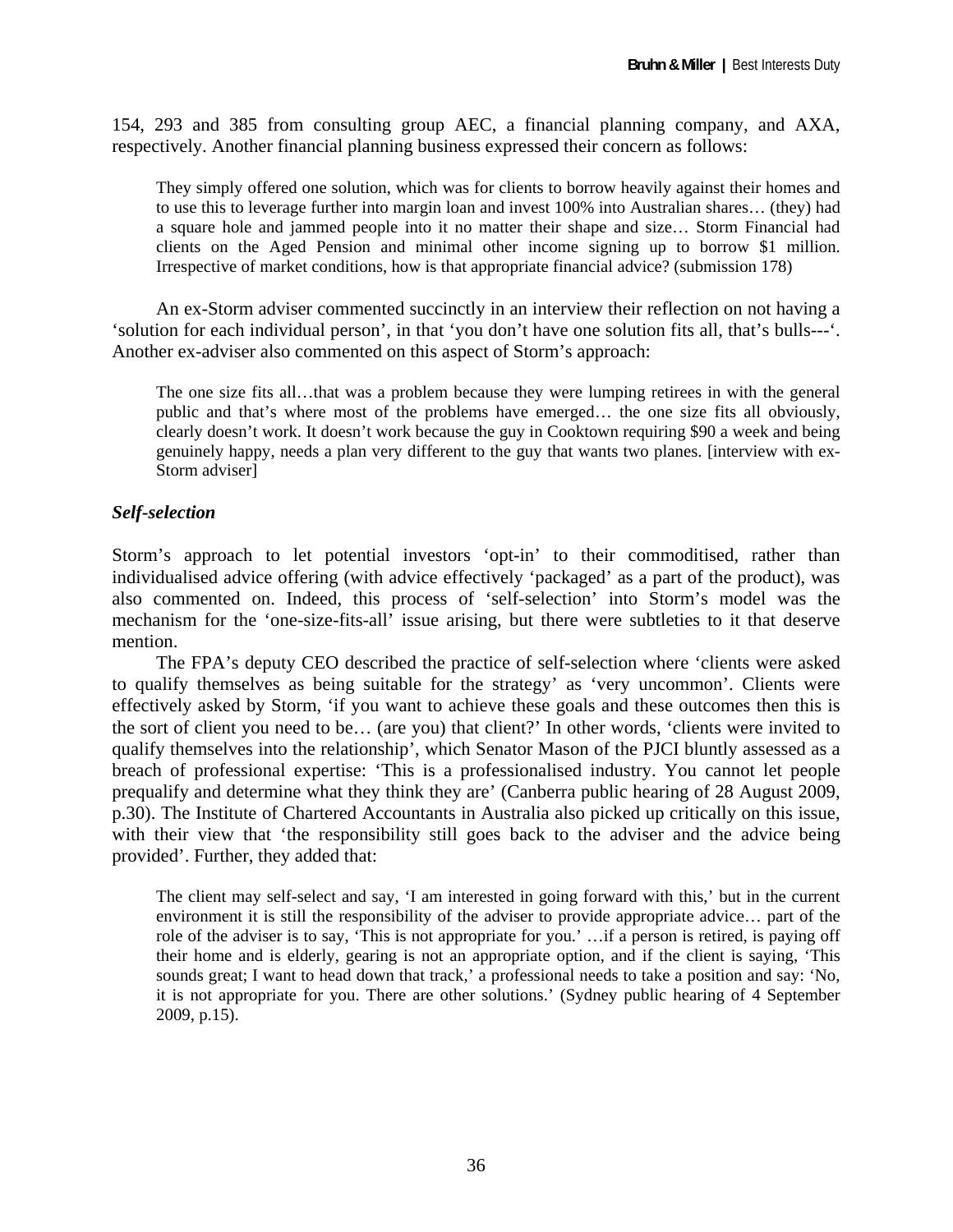154, 293 and 385 from consulting group AEC, a financial planning company, and AXA, respectively. Another financial planning business expressed their concern as follows:

> They simply offered one solution, which was for clients to borrow heavily against their homes and to use this to leverage further into margin loan and invest 100% into Australian shares… (they) had a square hole and jammed people into it no matter their shape and size… Storm Financial had clients on the Aged Pension and minimal other income signing up to borrow $1 million. Irrespective of market conditions, how is that appropriate financial advice? (submission 178)

An ex-Storm adviser commented succinctly in an interview their reflection on not having a 'solution for each individual person', in that 'you don't have one solution fits all, that's bulls---'. Another ex-adviser also commented on this aspect of Storm's approach:

> The one size fits all…that was a problem because they were lumping retirees in with the general public and that's where most of the problems have emerged… the one size fits all obviously, clearly doesn't work. It doesn't work because the guy in Cooktown requiring $90 a week and being genuinely happy, needs a plan very different to the guy that wants two planes. [interview with ex-Storm adviser]

### *Self-selection*

Storm's approach to let potential investors 'opt-in' to their commoditised, rather than individualised advice offering (with advice effectively 'packaged' as a part of the product), was also commented on. Indeed, this process of 'self-selection' into Storm's model was the mechanism for the 'one-size-fits-all' issue arising, but there were subtleties to it that deserve mention.

The FPA's deputy CEO described the practice of self-selection where 'clients were asked to qualify themselves as being suitable for the strategy' as 'very uncommon'. Clients were effectively asked by Storm, 'if you want to achieve these goals and these outcomes then this is the sort of client you need to be… (are you) that client?' In other words, 'clients were invited to qualify themselves into the relationship', which Senator Mason of the PJCI bluntly assessed as a breach of professional expertise: 'This is a professionalised industry. You cannot let people prequalify and determine what they think they are' (Canberra public hearing of 28 August 2009, p.30). The Institute of Chartered Accountants in Australia also picked up critically on this issue, with their view that 'the responsibility still goes back to the adviser and the advice being provided'. Further, they added that:

> The client may self-select and say, 'I am interested in going forward with this,' but in the current environment it is still the responsibility of the adviser to provide appropriate advice… part of the role of the adviser is to say, 'This is not appropriate for you.' …if a person is retired, is paying off their home and is elderly, gearing is not an appropriate option, and if the client is saying, 'This sounds great; I want to head down that track,' a professional needs to take a position and say: 'No, it is not appropriate for you. There are other solutions.' (Sydney public hearing of 4 September 2009, p.15).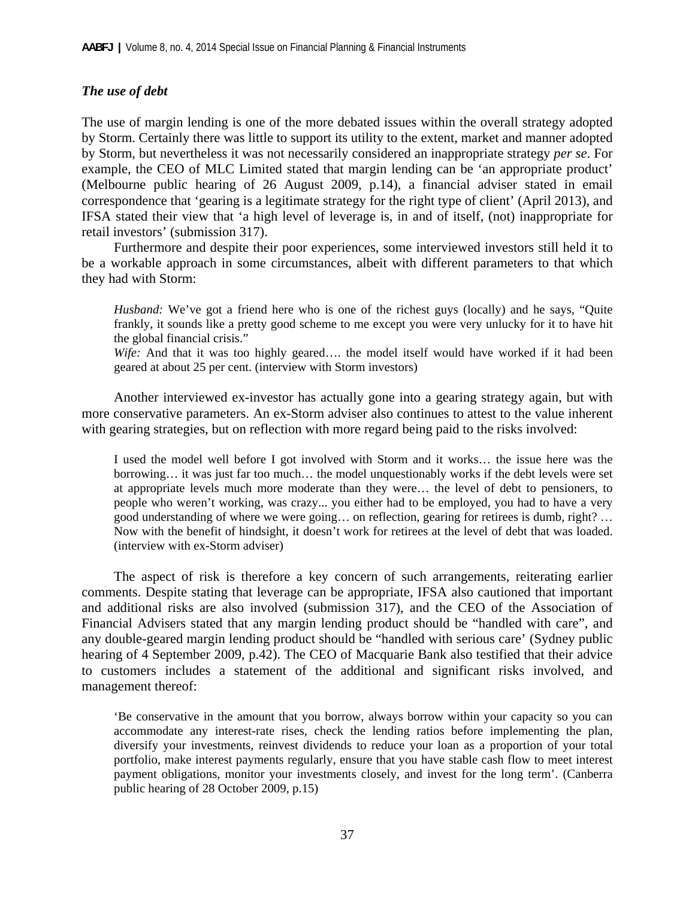### *The use of debt*

The use of margin lending is one of the more debated issues within the overall strategy adopted by Storm. Certainly there was little to support its utility to the extent, market and manner adopted by Storm, but nevertheless it was not necessarily considered an inappropriate strategy *per se*. For example, the CEO of MLC Limited stated that margin lending can be 'an appropriate product' (Melbourne public hearing of 26 August 2009, p.14), a financial adviser stated in email correspondence that 'gearing is a legitimate strategy for the right type of client' (April 2013), and IFSA stated their view that 'a high level of leverage is, in and of itself, (not) inappropriate for retail investors' (submission 317).

Furthermore and despite their poor experiences, some interviewed investors still held it to be a workable approach in some circumstances, albeit with different parameters to that which they had with Storm:

> *Husband:* We've got a friend here who is one of the richest guys (locally) and he says, "Quite frankly, it sounds like a pretty good scheme to me except you were very unlucky for it to have hit the global financial crisis."
> *Wife:* And that it was too highly geared…. the model itself would have worked if it had been geared at about 25 per cent. (interview with Storm investors)

Another interviewed ex-investor has actually gone into a gearing strategy again, but with more conservative parameters. An ex-Storm adviser also continues to attest to the value inherent with gearing strategies, but on reflection with more regard being paid to the risks involved:

> I used the model well before I got involved with Storm and it works… the issue here was the borrowing… it was just far too much… the model unquestionably works if the debt levels were set at appropriate levels much more moderate than they were… the level of debt to pensioners, to people who weren't working, was crazy... you either had to be employed, you had to have a very good understanding of where we were going… on reflection, gearing for retirees is dumb, right? … Now with the benefit of hindsight, it doesn't work for retirees at the level of debt that was loaded. (interview with ex-Storm adviser)

The aspect of risk is therefore a key concern of such arrangements, reiterating earlier comments. Despite stating that leverage can be appropriate, IFSA also cautioned that important and additional risks are also involved (submission 317), and the CEO of the Association of Financial Advisers stated that any margin lending product should be "handled with care", and any double-geared margin lending product should be "handled with serious care' (Sydney public hearing of 4 September 2009, p.42). The CEO of Macquarie Bank also testified that their advice to customers includes a statement of the additional and significant risks involved, and management thereof:

> 'Be conservative in the amount that you borrow, always borrow within your capacity so you can accommodate any interest-rate rises, check the lending ratios before implementing the plan, diversify your investments, reinvest dividends to reduce your loan as a proportion of your total portfolio, make interest payments regularly, ensure that you have stable cash flow to meet interest payment obligations, monitor your investments closely, and invest for the long term'. (Canberra public hearing of 28 October 2009, p.15)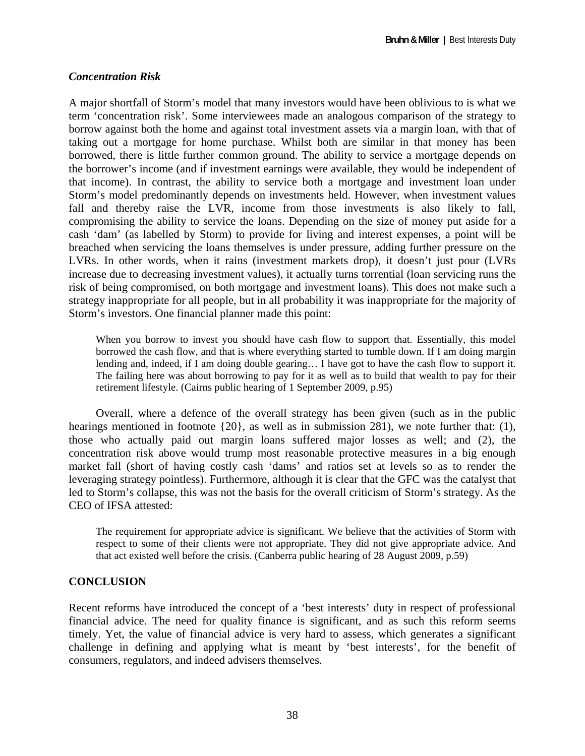### *Concentration Risk*

A major shortfall of Storm's model that many investors would have been oblivious to is what we term 'concentration risk'. Some interviewees made an analogous comparison of the strategy to borrow against both the home and against total investment assets via a margin loan, with that of taking out a mortgage for home purchase. Whilst both are similar in that money has been borrowed, there is little further common ground. The ability to service a mortgage depends on the borrower's income (and if investment earnings were available, they would be independent of that income). In contrast, the ability to service both a mortgage and investment loan under Storm's model predominantly depends on investments held. However, when investment values fall and thereby raise the LVR, income from those investments is also likely to fall, compromising the ability to service the loans. Depending on the size of money put aside for a cash 'dam' (as labelled by Storm) to provide for living and interest expenses, a point will be breached when servicing the loans themselves is under pressure, adding further pressure on the LVRs. In other words, when it rains (investment markets drop), it doesn't just pour (LVRs increase due to decreasing investment values), it actually turns torrential (loan servicing runs the risk of being compromised, on both mortgage and investment loans). This does not make such a strategy inappropriate for all people, but in all probability it was inappropriate for the majority of Storm's investors. One financial planner made this point:

> When you borrow to invest you should have cash flow to support that. Essentially, this model borrowed the cash flow, and that is where everything started to tumble down. If I am doing margin lending and, indeed, if I am doing double gearing… I have got to have the cash flow to support it. The failing here was about borrowing to pay for it as well as to build that wealth to pay for their retirement lifestyle. (Cairns public hearing of 1 September 2009, p.95)

Overall, where a defence of the overall strategy has been given (such as in the public hearings mentioned in footnote {20}, as well as in submission 281), we note further that: (1), those who actually paid out margin loans suffered major losses as well; and (2), the concentration risk above would trump most reasonable protective measures in a big enough market fall (short of having costly cash 'dams' and ratios set at levels so as to render the leveraging strategy pointless). Furthermore, although it is clear that the GFC was the catalyst that led to Storm's collapse, this was not the basis for the overall criticism of Storm's strategy. As the CEO of IFSA attested:

> The requirement for appropriate advice is significant. We believe that the activities of Storm with respect to some of their clients were not appropriate. They did not give appropriate advice. And that act existed well before the crisis. (Canberra public hearing of 28 August 2009, p.59)

## CONCLUSION

Recent reforms have introduced the concept of a 'best interests' duty in respect of professional financial advice. The need for quality finance is significant, and as such this reform seems timely. Yet, the value of financial advice is very hard to assess, which generates a significant challenge in defining and applying what is meant by 'best interests', for the benefit of consumers, regulators, and indeed advisers themselves.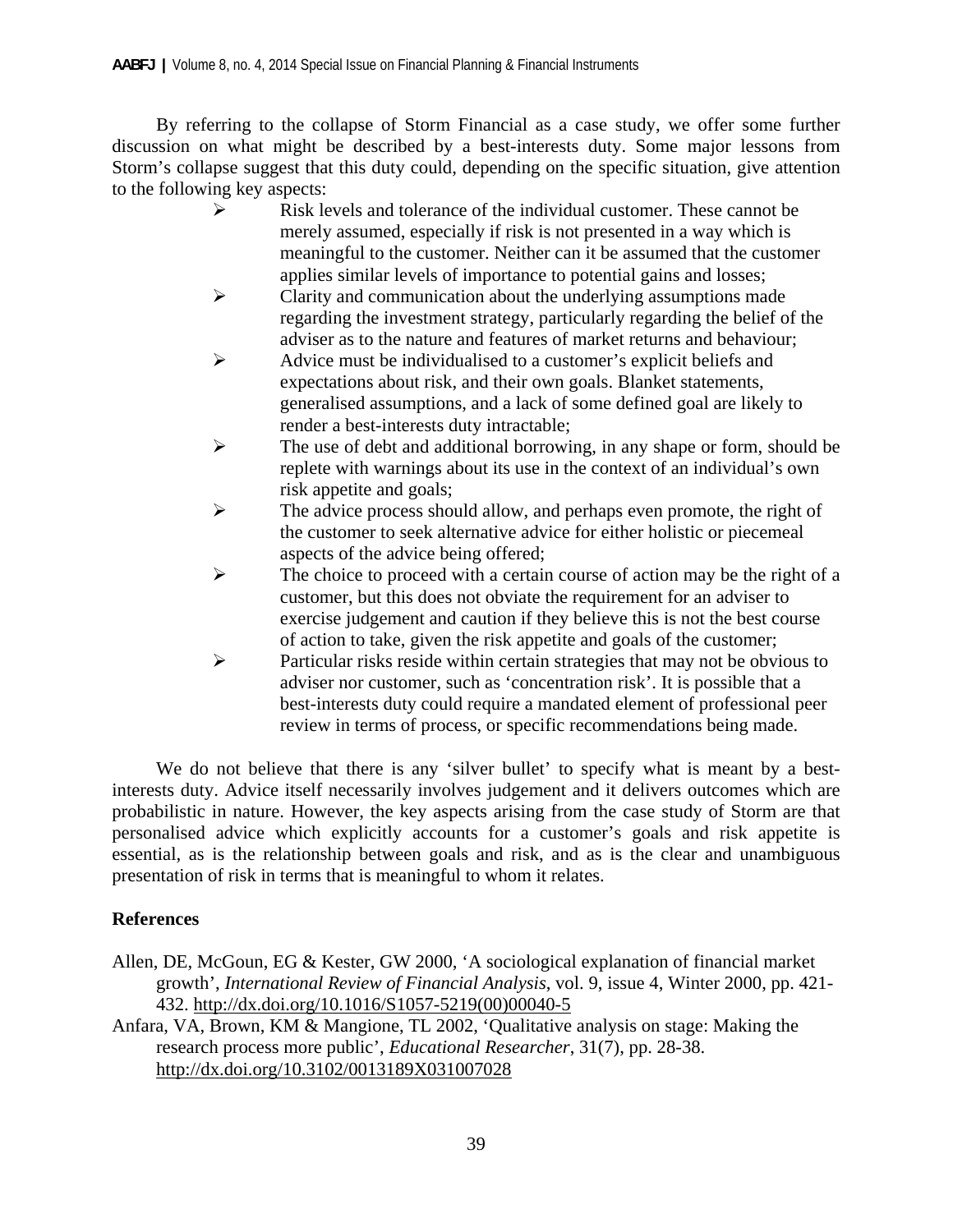By referring to the collapse of Storm Financial as a case study, we offer some further discussion on what might be described by a best-interests duty. Some major lessons from Storm's collapse suggest that this duty could, depending on the specific situation, give attention to the following key aspects:

- Risk levels and tolerance of the individual customer. These cannot be merely assumed, especially if risk is not presented in a way which is meaningful to the customer. Neither can it be assumed that the customer applies similar levels of importance to potential gains and losses;
- Clarity and communication about the underlying assumptions made regarding the investment strategy, particularly regarding the belief of the adviser as to the nature and features of market returns and behaviour;
- Advice must be individualised to a customer's explicit beliefs and expectations about risk, and their own goals. Blanket statements, generalised assumptions, and a lack of some defined goal are likely to render a best-interests duty intractable;
- The use of debt and additional borrowing, in any shape or form, should be replete with warnings about its use in the context of an individual's own risk appetite and goals;
- The advice process should allow, and perhaps even promote, the right of the customer to seek alternative advice for either holistic or piecemeal aspects of the advice being offered;
- The choice to proceed with a certain course of action may be the right of a customer, but this does not obviate the requirement for an adviser to exercise judgement and caution if they believe this is not the best course of action to take, given the risk appetite and goals of the customer;
- Particular risks reside within certain strategies that may not be obvious to adviser nor customer, such as 'concentration risk'. It is possible that a best-interests duty could require a mandated element of professional peer review in terms of process, or specific recommendations being made.

We do not believe that there is any 'silver bullet' to specify what is meant by a best-interests duty. Advice itself necessarily involves judgement and it delivers outcomes which are probabilistic in nature. However, the key aspects arising from the case study of Storm are that personalised advice which explicitly accounts for a customer's goals and risk appetite is essential, as is the relationship between goals and risk, and as is the clear and unambiguous presentation of risk in terms that is meaningful to whom it relates.

## References

Allen, DE, McGoun, EG & Kester, GW 2000, 'A sociological explanation of financial market growth', *International Review of Financial Analysis*, vol. 9, issue 4, Winter 2000, pp. 421-432. http://dx.doi.org/10.1016/S1057-5219(00)00040-5

Anfara, VA, Brown, KM & Mangione, TL 2002, 'Qualitative analysis on stage: Making the research process more public', *Educational Researcher*, 31(7), pp. 28-38. http://dx.doi.org/10.3102/0013189X031007028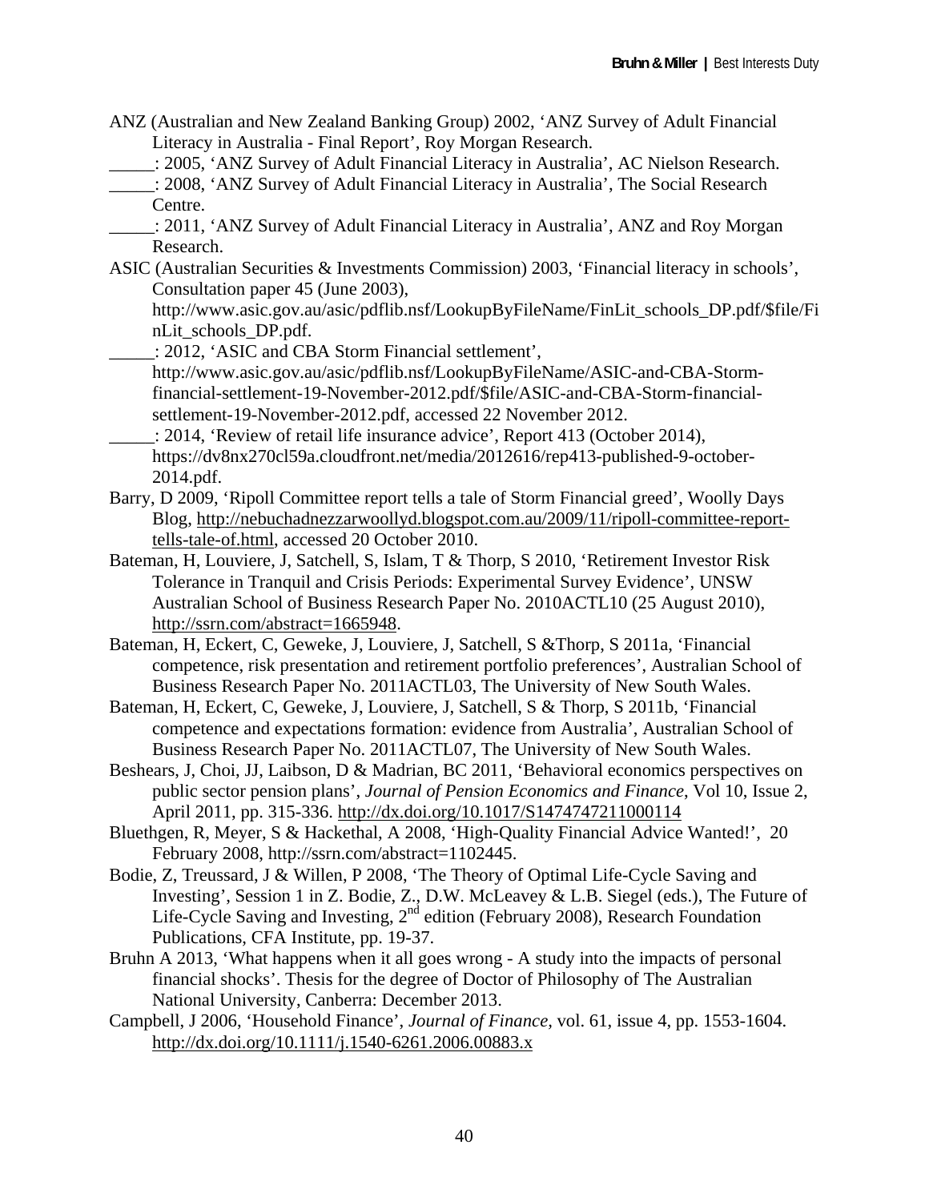ANZ (Australian and New Zealand Banking Group) 2002, 'ANZ Survey of Adult Financial Literacy in Australia - Final Report', Roy Morgan Research.

_____: 2005, 'ANZ Survey of Adult Financial Literacy in Australia', AC Nielson Research.

_____: 2008, 'ANZ Survey of Adult Financial Literacy in Australia', The Social Research Centre.

_____: 2011, 'ANZ Survey of Adult Financial Literacy in Australia', ANZ and Roy Morgan Research.

ASIC (Australian Securities & Investments Commission) 2003, 'Financial literacy in schools', Consultation paper 45 (June 2003), http://www.asic.gov.au/asic/pdflib.nsf/LookupByFileName/FinLit_schools_DP.pdf/$file/FinLit_schools_DP.pdf.

_____: 2012, 'ASIC and CBA Storm Financial settlement', http://www.asic.gov.au/asic/pdflib.nsf/LookupByFileName/ASIC-and-CBA-Storm-financial-settlement-19-November-2012.pdf/$file/ASIC-and-CBA-Storm-financial-settlement-19-November-2012.pdf, accessed 22 November 2012.

_____: 2014, 'Review of retail life insurance advice', Report 413 (October 2014), https://dv8nx270cl59a.cloudfront.net/media/2012616/rep413-published-9-october-2014.pdf.

Barry, D 2009, 'Ripoll Committee report tells a tale of Storm Financial greed', Woolly Days Blog, http://nebuchadnezzarwoollyd.blogspot.com.au/2009/11/ripoll-committee-report-tells-tale-of.html, accessed 20 October 2010.

Bateman, H, Louviere, J, Satchell, S, Islam, T & Thorp, S 2010, 'Retirement Investor Risk Tolerance in Tranquil and Crisis Periods: Experimental Survey Evidence', UNSW Australian School of Business Research Paper No. 2010ACTL10 (25 August 2010), http://ssrn.com/abstract=1665948.

Bateman, H, Eckert, C, Geweke, J, Louviere, J, Satchell, S &Thorp, S 2011a, 'Financial competence, risk presentation and retirement portfolio preferences', Australian School of Business Research Paper No. 2011ACTL03, The University of New South Wales.

Bateman, H, Eckert, C, Geweke, J, Louviere, J, Satchell, S & Thorp, S 2011b, 'Financial competence and expectations formation: evidence from Australia', Australian School of Business Research Paper No. 2011ACTL07, The University of New South Wales.

Beshears, J, Choi, JJ, Laibson, D & Madrian, BC 2011, 'Behavioral economics perspectives on public sector pension plans', *Journal of Pension Economics and Finance*, Vol 10, Issue 2, April 2011, pp. 315-336. http://dx.doi.org/10.1017/S1474747211000114

Bluethgen, R, Meyer, S & Hackethal, A 2008, 'High-Quality Financial Advice Wanted!', 20 February 2008, http://ssrn.com/abstract=1102445.

Bodie, Z, Treussard, J & Willen, P 2008, 'The Theory of Optimal Life-Cycle Saving and Investing', Session 1 in Z. Bodie, Z., D.W. McLeavey & L.B. Siegel (eds.), The Future of Life-Cycle Saving and Investing, 2nd edition (February 2008), Research Foundation Publications, CFA Institute, pp. 19-37.

Bruhn A 2013, 'What happens when it all goes wrong - A study into the impacts of personal financial shocks'. Thesis for the degree of Doctor of Philosophy of The Australian National University, Canberra: December 2013.

Campbell, J 2006, 'Household Finance', *Journal of Finance*, vol. 61, issue 4, pp. 1553-1604. http://dx.doi.org/10.1111/j.1540-6261.2006.00883.x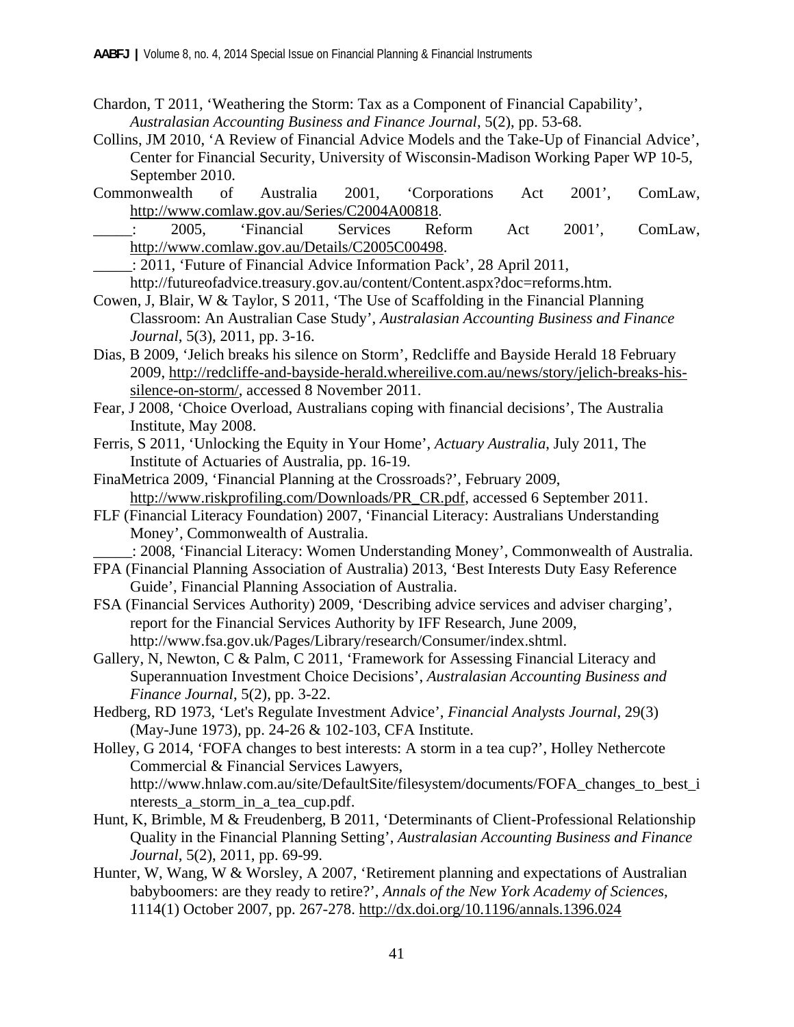Chardon, T 2011, 'Weathering the Storm: Tax as a Component of Financial Capability', *Australasian Accounting Business and Finance Journal*, 5(2), pp. 53-68.

Collins, JM 2010, 'A Review of Financial Advice Models and the Take-Up of Financial Advice', Center for Financial Security, University of Wisconsin-Madison Working Paper WP 10-5, September 2010.

Commonwealth of Australia 2001, 'Corporations Act 2001', ComLaw, http://www.comlaw.gov.au/Series/C2004A00818.

_____: 2005, 'Financial Services Reform Act 2001', ComLaw, http://www.comlaw.gov.au/Details/C2005C00498.

_____: 2011, 'Future of Financial Advice Information Pack', 28 April 2011, http://futureofadvice.treasury.gov.au/content/Content.aspx?doc=reforms.htm.

Cowen, J, Blair, W & Taylor, S 2011, 'The Use of Scaffolding in the Financial Planning Classroom: An Australian Case Study', *Australasian Accounting Business and Finance Journal*, 5(3), 2011, pp. 3-16.

Dias, B 2009, 'Jelich breaks his silence on Storm', Redcliffe and Bayside Herald 18 February 2009, http://redcliffe-and-bayside-herald.whereilive.com.au/news/story/jelich-breaks-his-silence-on-storm/, accessed 8 November 2011.

Fear, J 2008, 'Choice Overload, Australians coping with financial decisions', The Australia Institute, May 2008.

Ferris, S 2011, 'Unlocking the Equity in Your Home', *Actuary Australia*, July 2011, The Institute of Actuaries of Australia, pp. 16-19.

FinaMetrica 2009, 'Financial Planning at the Crossroads?', February 2009, http://www.riskprofiling.com/Downloads/PR_CR.pdf, accessed 6 September 2011.

FLF (Financial Literacy Foundation) 2007, 'Financial Literacy: Australians Understanding Money', Commonwealth of Australia.

_____: 2008, 'Financial Literacy: Women Understanding Money', Commonwealth of Australia.

FPA (Financial Planning Association of Australia) 2013, 'Best Interests Duty Easy Reference Guide', Financial Planning Association of Australia.

FSA (Financial Services Authority) 2009, 'Describing advice services and adviser charging', report for the Financial Services Authority by IFF Research, June 2009, http://www.fsa.gov.uk/Pages/Library/research/Consumer/index.shtml.

Gallery, N, Newton, C & Palm, C 2011, 'Framework for Assessing Financial Literacy and Superannuation Investment Choice Decisions', *Australasian Accounting Business and Finance Journal*, 5(2), pp. 3-22.

Hedberg, RD 1973, 'Let's Regulate Investment Advice', *Financial Analysts Journal*, 29(3) (May-June 1973), pp. 24-26 & 102-103, CFA Institute.

Holley, G 2014, 'FOFA changes to best interests: A storm in a tea cup?', Holley Nethercote Commercial & Financial Services Lawyers, http://www.hnlaw.com.au/site/DefaultSite/filesystem/documents/FOFA_changes_to_best_interests_a_storm_in_a_tea_cup.pdf.

Hunt, K, Brimble, M & Freudenberg, B 2011, 'Determinants of Client-Professional Relationship Quality in the Financial Planning Setting', *Australasian Accounting Business and Finance Journal*, 5(2), 2011, pp. 69-99.

Hunter, W, Wang, W & Worsley, A 2007, 'Retirement planning and expectations of Australian babyboomers: are they ready to retire?', *Annals of the New York Academy of Sciences*, 1114(1) October 2007, pp. 267-278. http://dx.doi.org/10.1196/annals.1396.024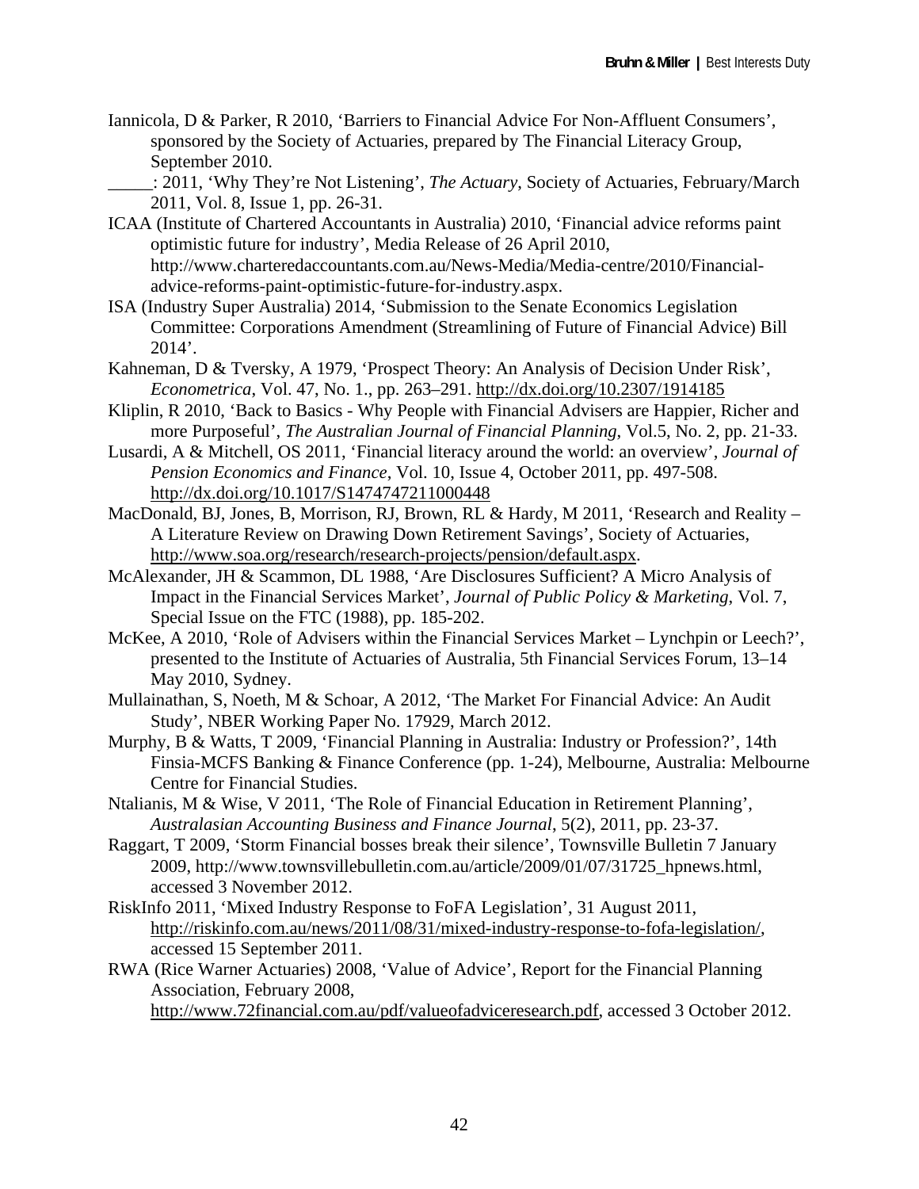Iannicola, D & Parker, R 2010, 'Barriers to Financial Advice For Non-Affluent Consumers', sponsored by the Society of Actuaries, prepared by The Financial Literacy Group, September 2010.

_____: 2011, 'Why They're Not Listening', *The Actuary*, Society of Actuaries, February/March 2011, Vol. 8, Issue 1, pp. 26-31.

ICAA (Institute of Chartered Accountants in Australia) 2010, 'Financial advice reforms paint optimistic future for industry', Media Release of 26 April 2010, http://www.charteredaccountants.com.au/News-Media/Media-centre/2010/Financial-advice-reforms-paint-optimistic-future-for-industry.aspx.

ISA (Industry Super Australia) 2014, 'Submission to the Senate Economics Legislation Committee: Corporations Amendment (Streamlining of Future of Financial Advice) Bill 2014'.

Kahneman, D & Tversky, A 1979, 'Prospect Theory: An Analysis of Decision Under Risk', *Econometrica*, Vol. 47, No. 1., pp. 263–291. http://dx.doi.org/10.2307/1914185

Kliplin, R 2010, 'Back to Basics - Why People with Financial Advisers are Happier, Richer and more Purposeful', *The Australian Journal of Financial Planning*, Vol.5, No. 2, pp. 21-33.

Lusardi, A & Mitchell, OS 2011, 'Financial literacy around the world: an overview', *Journal of Pension Economics and Finance*, Vol. 10, Issue 4, October 2011, pp. 497-508. http://dx.doi.org/10.1017/S1474747211000448

MacDonald, BJ, Jones, B, Morrison, RJ, Brown, RL & Hardy, M 2011, 'Research and Reality – A Literature Review on Drawing Down Retirement Savings', Society of Actuaries, http://www.soa.org/research/research-projects/pension/default.aspx.

McAlexander, JH & Scammon, DL 1988, 'Are Disclosures Sufficient? A Micro Analysis of Impact in the Financial Services Market', *Journal of Public Policy & Marketing*, Vol. 7, Special Issue on the FTC (1988), pp. 185-202.

McKee, A 2010, 'Role of Advisers within the Financial Services Market – Lynchpin or Leech?', presented to the Institute of Actuaries of Australia, 5th Financial Services Forum, 13–14 May 2010, Sydney.

Mullainathan, S, Noeth, M & Schoar, A 2012, 'The Market For Financial Advice: An Audit Study', NBER Working Paper No. 17929, March 2012.

Murphy, B & Watts, T 2009, 'Financial Planning in Australia: Industry or Profession?', 14th Finsia-MCFS Banking & Finance Conference (pp. 1-24), Melbourne, Australia: Melbourne Centre for Financial Studies.

Ntalianis, M & Wise, V 2011, 'The Role of Financial Education in Retirement Planning', *Australasian Accounting Business and Finance Journal*, 5(2), 2011, pp. 23-37.

Raggart, T 2009, 'Storm Financial bosses break their silence', Townsville Bulletin 7 January 2009, http://www.townsvillebulletin.com.au/article/2009/01/07/31725_hpnews.html, accessed 3 November 2012.

RiskInfo 2011, 'Mixed Industry Response to FoFA Legislation', 31 August 2011, http://riskinfo.com.au/news/2011/08/31/mixed-industry-response-to-fofa-legislation/, accessed 15 September 2011.

RWA (Rice Warner Actuaries) 2008, 'Value of Advice', Report for the Financial Planning Association, February 2008, http://www.72financial.com.au/pdf/valueofadviceresearch.pdf, accessed 3 October 2012.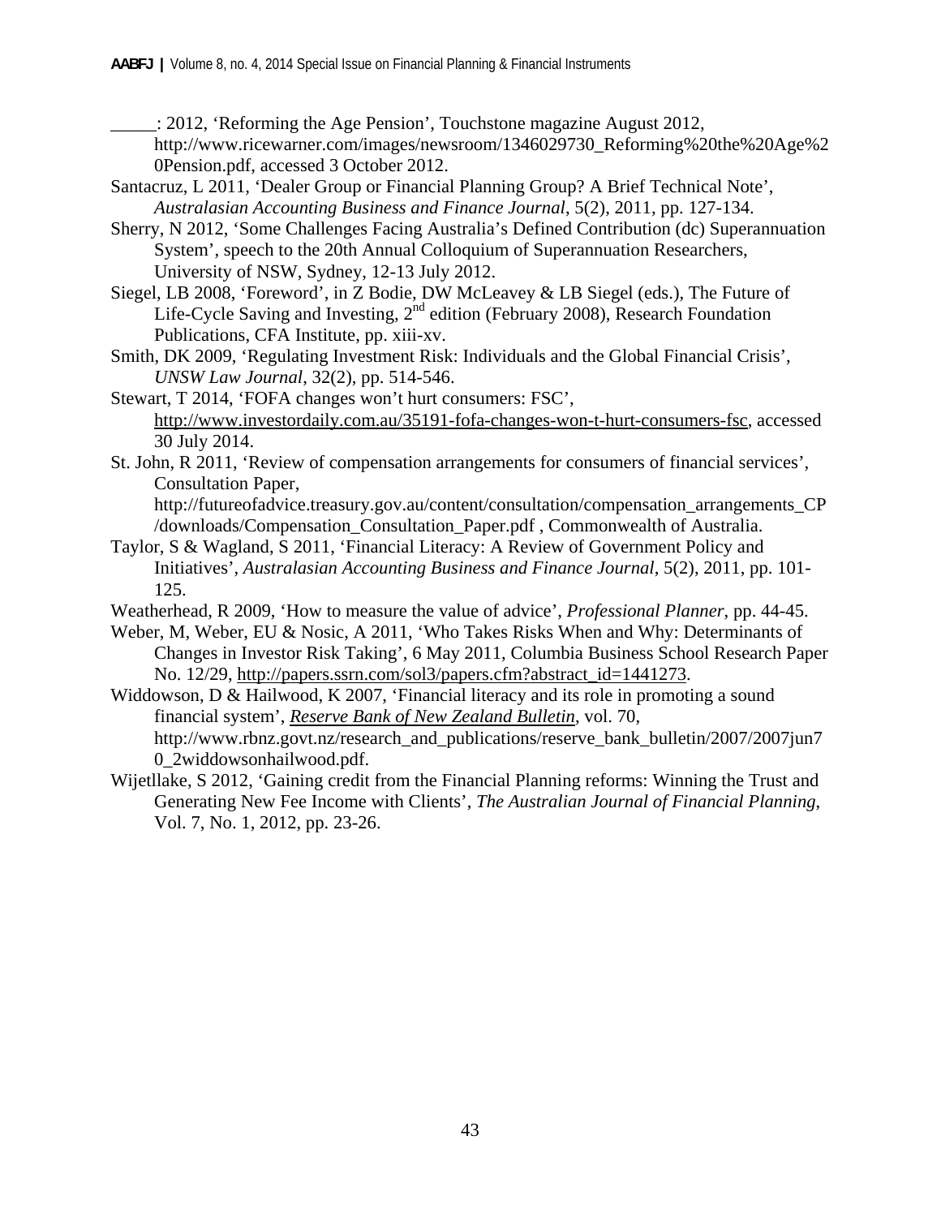_____: 2012, 'Reforming the Age Pension', Touchstone magazine August 2012, http://www.ricewarner.com/images/newsroom/1346029730_Reforming%20the%20Age%20Pension.pdf, accessed 3 October 2012.

Santacruz, L 2011, 'Dealer Group or Financial Planning Group? A Brief Technical Note', *Australasian Accounting Business and Finance Journal*, 5(2), 2011, pp. 127-134.

Sherry, N 2012, 'Some Challenges Facing Australia's Defined Contribution (dc) Superannuation System', speech to the 20th Annual Colloquium of Superannuation Researchers, University of NSW, Sydney, 12-13 July 2012.

Siegel, LB 2008, 'Foreword', in Z Bodie, DW McLeavey & LB Siegel (eds.), The Future of Life-Cycle Saving and Investing, 2nd edition (February 2008), Research Foundation Publications, CFA Institute, pp. xiii-xv.

Smith, DK 2009, 'Regulating Investment Risk: Individuals and the Global Financial Crisis', *UNSW Law Journal*, 32(2), pp. 514-546.

Stewart, T 2014, 'FOFA changes won't hurt consumers: FSC', http://www.investordaily.com.au/35191-fofa-changes-won-t-hurt-consumers-fsc, accessed 30 July 2014.

St. John, R 2011, 'Review of compensation arrangements for consumers of financial services', Consultation Paper, http://futureofadvice.treasury.gov.au/content/consultation/compensation_arrangements_CP/downloads/Compensation_Consultation_Paper.pdf , Commonwealth of Australia.

Taylor, S & Wagland, S 2011, 'Financial Literacy: A Review of Government Policy and Initiatives', *Australasian Accounting Business and Finance Journal*, 5(2), 2011, pp. 101-125.

Weatherhead, R 2009, 'How to measure the value of advice', *Professional Planner*, pp. 44-45.

Weber, M, Weber, EU & Nosic, A 2011, 'Who Takes Risks When and Why: Determinants of Changes in Investor Risk Taking', 6 May 2011, Columbia Business School Research Paper No. 12/29, http://papers.ssrn.com/sol3/papers.cfm?abstract_id=1441273.

Widdowson, D & Hailwood, K 2007, 'Financial literacy and its role in promoting a sound financial system', *Reserve Bank of New Zealand Bulletin*, vol. 70, http://www.rbnz.govt.nz/research_and_publications/reserve_bank_bulletin/2007/2007jun70_2widdowsonhailwood.pdf.

Wijetllake, S 2012, 'Gaining credit from the Financial Planning reforms: Winning the Trust and Generating New Fee Income with Clients', *The Australian Journal of Financial Planning*, Vol. 7, No. 1, 2012, pp. 23-26.